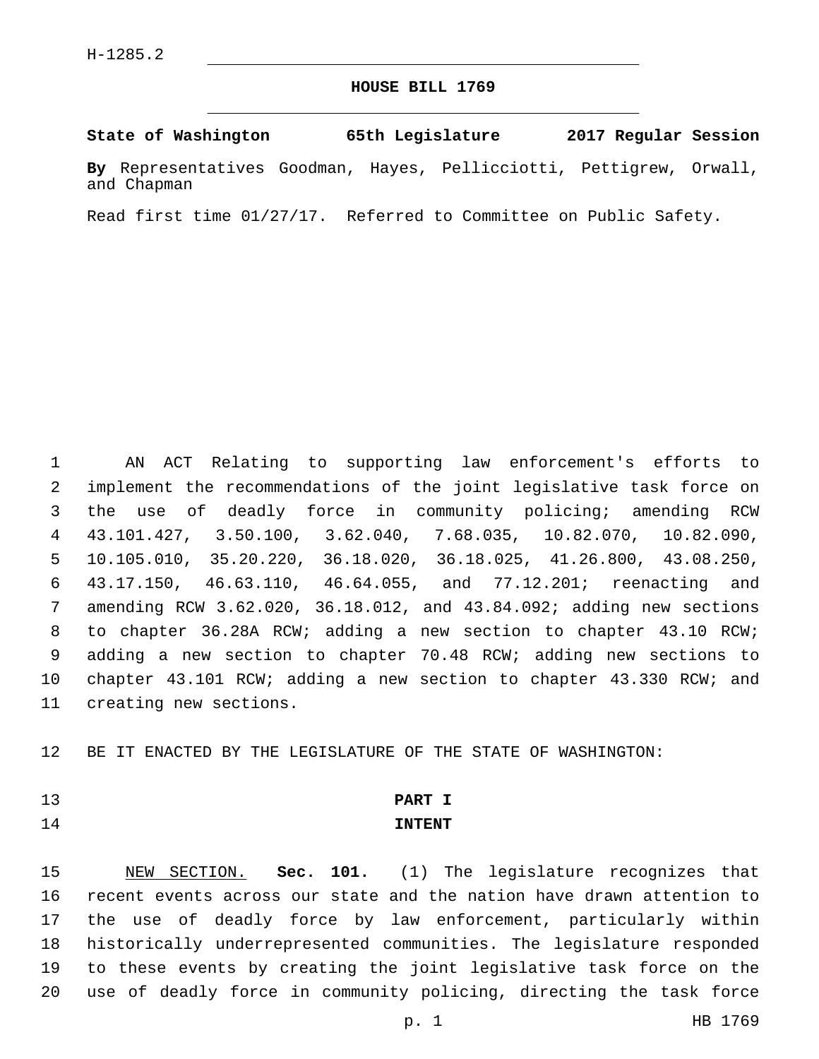H-1285.2

# HOUSE BILL 1769

**State of Washington 65th Legislature 2017 Regular Session**

**By** Representatives Goodman, Hayes, Pellicciotti, Pettigrew, Orwall, and Chapman

Read first time 01/27/17. Referred to Committee on Public Safety.

AN ACT Relating to supporting law enforcement's efforts to implement the recommendations of the joint legislative task force on the use of deadly force in community policing; amending RCW 43.101.427, 3.50.100, 3.62.040, 7.68.035, 10.82.070, 10.82.090, 10.105.010, 35.20.220, 36.18.020, 36.18.025, 41.26.800, 43.08.250, 43.17.150, 46.63.110, 46.64.055, and 77.12.201; reenacting and amending RCW 3.62.020, 36.18.012, and 43.84.092; adding new sections to chapter 36.28A RCW; adding a new section to chapter 43.10 RCW; adding a new section to chapter 70.48 RCW; adding new sections to chapter 43.101 RCW; adding a new section to chapter 43.330 RCW; and creating new sections.

BE IT ENACTED BY THE LEGISLATURE OF THE STATE OF WASHINGTON:

## PART I
## INTENT

NEW SECTION. **Sec. 101.** (1) The legislature recognizes that recent events across our state and the nation have drawn attention to the use of deadly force by law enforcement, particularly within historically underrepresented communities. The legislature responded to these events by creating the joint legislative task force on the use of deadly force in community policing, directing the task force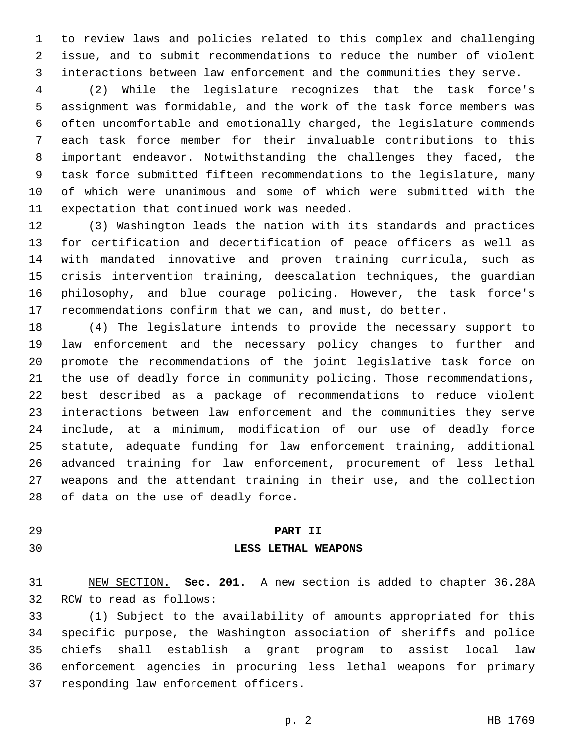to review laws and policies related to this complex and challenging issue, and to submit recommendations to reduce the number of violent interactions between law enforcement and the communities they serve.

(2) While the legislature recognizes that the task force's assignment was formidable, and the work of the task force members was often uncomfortable and emotionally charged, the legislature commends each task force member for their invaluable contributions to this important endeavor. Notwithstanding the challenges they faced, the task force submitted fifteen recommendations to the legislature, many of which were unanimous and some of which were submitted with the expectation that continued work was needed.

(3) Washington leads the nation with its standards and practices for certification and decertification of peace officers as well as with mandated innovative and proven training curricula, such as crisis intervention training, deescalation techniques, the guardian philosophy, and blue courage policing. However, the task force's recommendations confirm that we can, and must, do better.

(4) The legislature intends to provide the necessary support to law enforcement and the necessary policy changes to further and promote the recommendations of the joint legislative task force on the use of deadly force in community policing. Those recommendations, best described as a package of recommendations to reduce violent interactions between law enforcement and the communities they serve include, at a minimum, modification of our use of deadly force statute, adequate funding for law enforcement training, additional advanced training for law enforcement, procurement of less lethal weapons and the attendant training in their use, and the collection of data on the use of deadly force.

## PART II
## LESS LETHAL WEAPONS

NEW SECTION. **Sec. 201.** A new section is added to chapter 36.28A RCW to read as follows:

(1) Subject to the availability of amounts appropriated for this specific purpose, the Washington association of sheriffs and police chiefs shall establish a grant program to assist local law enforcement agencies in procuring less lethal weapons for primary responding law enforcement officers.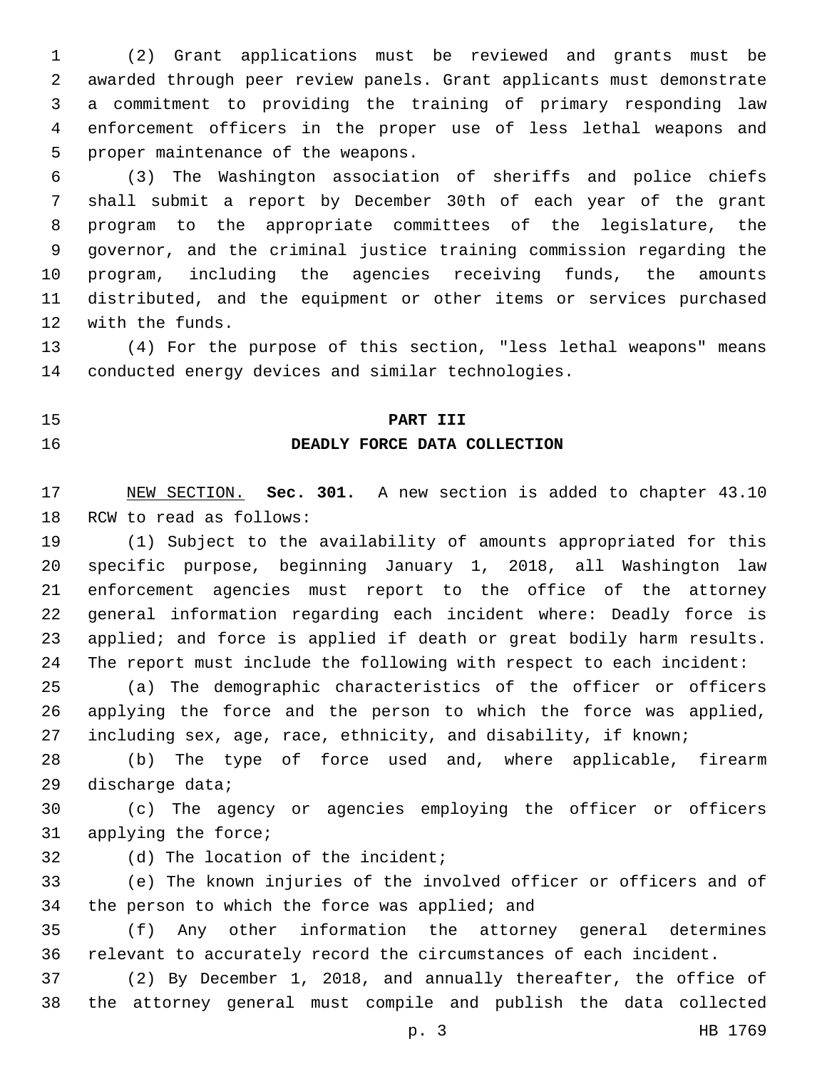(2) Grant applications must be reviewed and grants must be awarded through peer review panels. Grant applicants must demonstrate a commitment to providing the training of primary responding law enforcement officers in the proper use of less lethal weapons and proper maintenance of the weapons.

(3) The Washington association of sheriffs and police chiefs shall submit a report by December 30th of each year of the grant program to the appropriate committees of the legislature, the governor, and the criminal justice training commission regarding the program, including the agencies receiving funds, the amounts distributed, and the equipment or other items or services purchased with the funds.

(4) For the purpose of this section, "less lethal weapons" means conducted energy devices and similar technologies.

## PART III
## DEADLY FORCE DATA COLLECTION

NEW SECTION. **Sec. 301.** A new section is added to chapter 43.10 RCW to read as follows:

(1) Subject to the availability of amounts appropriated for this specific purpose, beginning January 1, 2018, all Washington law enforcement agencies must report to the office of the attorney general information regarding each incident where: Deadly force is applied; and force is applied if death or great bodily harm results. The report must include the following with respect to each incident:

(a) The demographic characteristics of the officer or officers applying the force and the person to which the force was applied, including sex, age, race, ethnicity, and disability, if known;

(b) The type of force used and, where applicable, firearm discharge data;

(c) The agency or agencies employing the officer or officers applying the force;

(d) The location of the incident;

(e) The known injuries of the involved officer or officers and of the person to which the force was applied; and

(f) Any other information the attorney general determines relevant to accurately record the circumstances of each incident.

(2) By December 1, 2018, and annually thereafter, the office of the attorney general must compile and publish the data collected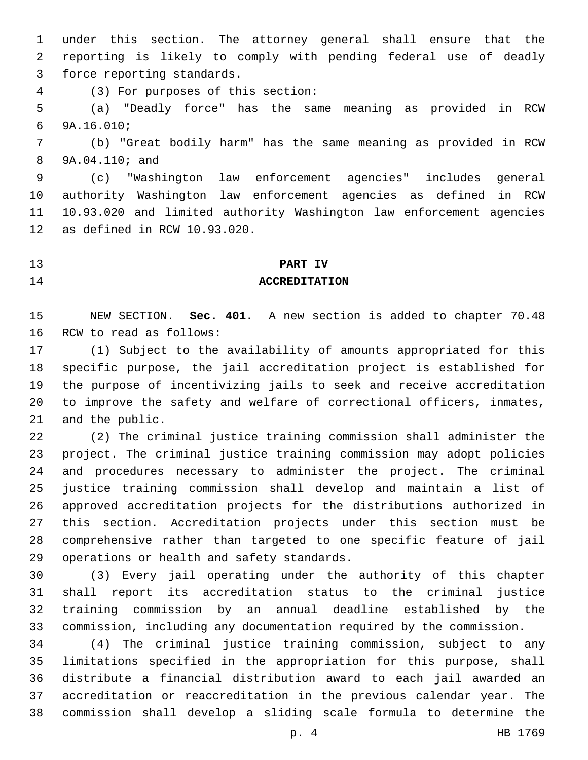under this section. The attorney general shall ensure that the reporting is likely to comply with pending federal use of deadly force reporting standards.

(3) For purposes of this section:

(a) "Deadly force" has the same meaning as provided in RCW 9A.16.010;

(b) "Great bodily harm" has the same meaning as provided in RCW 9A.04.110; and

(c) "Washington law enforcement agencies" includes general authority Washington law enforcement agencies as defined in RCW 10.93.020 and limited authority Washington law enforcement agencies as defined in RCW 10.93.020.

## PART IV
## ACCREDITATION

NEW SECTION. **Sec. 401.** A new section is added to chapter 70.48 RCW to read as follows:

(1) Subject to the availability of amounts appropriated for this specific purpose, the jail accreditation project is established for the purpose of incentivizing jails to seek and receive accreditation to improve the safety and welfare of correctional officers, inmates, and the public.

(2) The criminal justice training commission shall administer the project. The criminal justice training commission may adopt policies and procedures necessary to administer the project. The criminal justice training commission shall develop and maintain a list of approved accreditation projects for the distributions authorized in this section. Accreditation projects under this section must be comprehensive rather than targeted to one specific feature of jail operations or health and safety standards.

(3) Every jail operating under the authority of this chapter shall report its accreditation status to the criminal justice training commission by an annual deadline established by the commission, including any documentation required by the commission.

(4) The criminal justice training commission, subject to any limitations specified in the appropriation for this purpose, shall distribute a financial distribution award to each jail awarded an accreditation or reaccreditation in the previous calendar year. The commission shall develop a sliding scale formula to determine the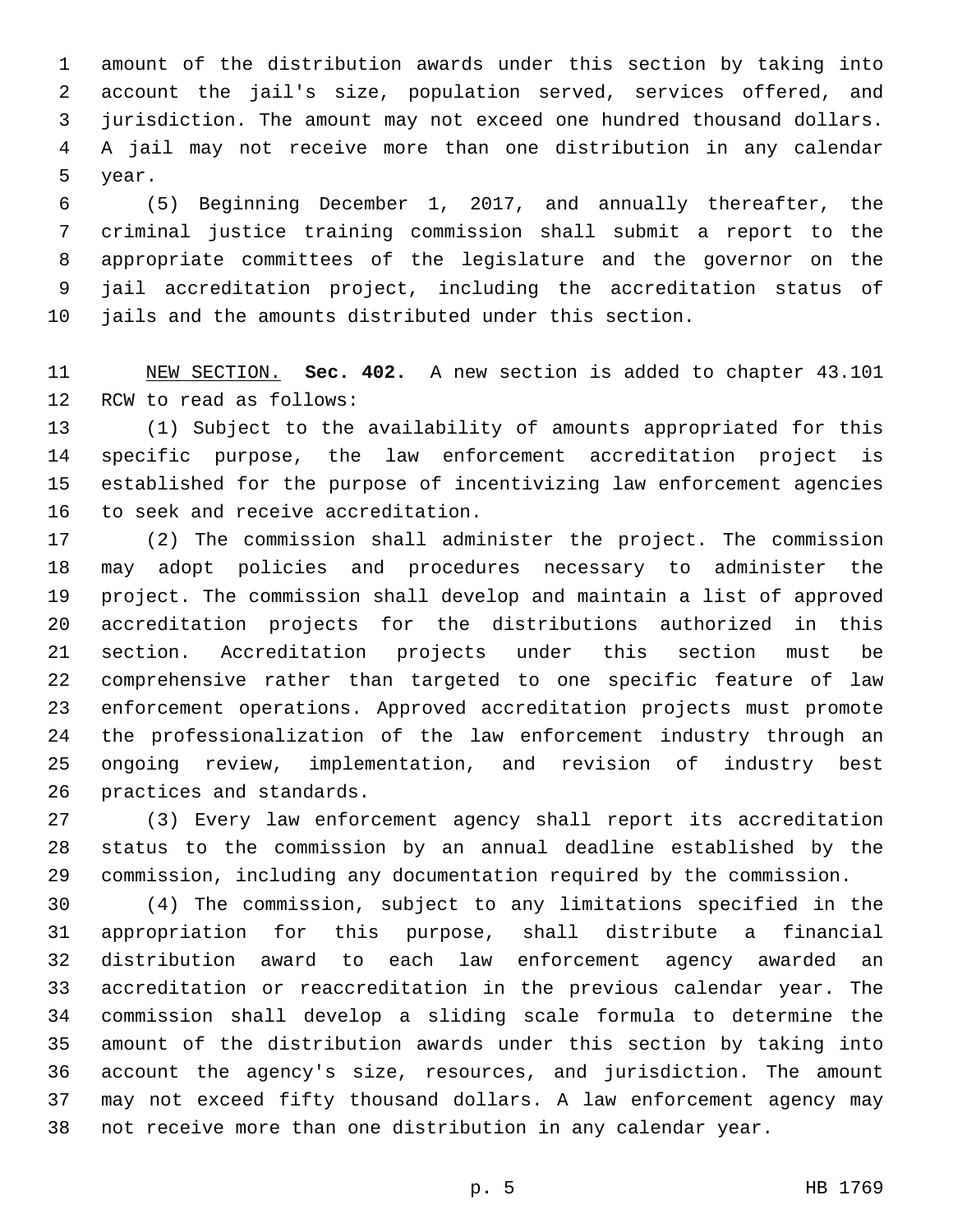amount of the distribution awards under this section by taking into account the jail's size, population served, services offered, and jurisdiction. The amount may not exceed one hundred thousand dollars. A jail may not receive more than one distribution in any calendar year.

(5) Beginning December 1, 2017, and annually thereafter, the criminal justice training commission shall submit a report to the appropriate committees of the legislature and the governor on the jail accreditation project, including the accreditation status of jails and the amounts distributed under this section.

NEW SECTION. **Sec. 402.** A new section is added to chapter 43.101 RCW to read as follows:

(1) Subject to the availability of amounts appropriated for this specific purpose, the law enforcement accreditation project is established for the purpose of incentivizing law enforcement agencies to seek and receive accreditation.

(2) The commission shall administer the project. The commission may adopt policies and procedures necessary to administer the project. The commission shall develop and maintain a list of approved accreditation projects for the distributions authorized in this section. Accreditation projects under this section must be comprehensive rather than targeted to one specific feature of law enforcement operations. Approved accreditation projects must promote the professionalization of the law enforcement industry through an ongoing review, implementation, and revision of industry best practices and standards.

(3) Every law enforcement agency shall report its accreditation status to the commission by an annual deadline established by the commission, including any documentation required by the commission.

(4) The commission, subject to any limitations specified in the appropriation for this purpose, shall distribute a financial distribution award to each law enforcement agency awarded an accreditation or reaccreditation in the previous calendar year. The commission shall develop a sliding scale formula to determine the amount of the distribution awards under this section by taking into account the agency's size, resources, and jurisdiction. The amount may not exceed fifty thousand dollars. A law enforcement agency may not receive more than one distribution in any calendar year.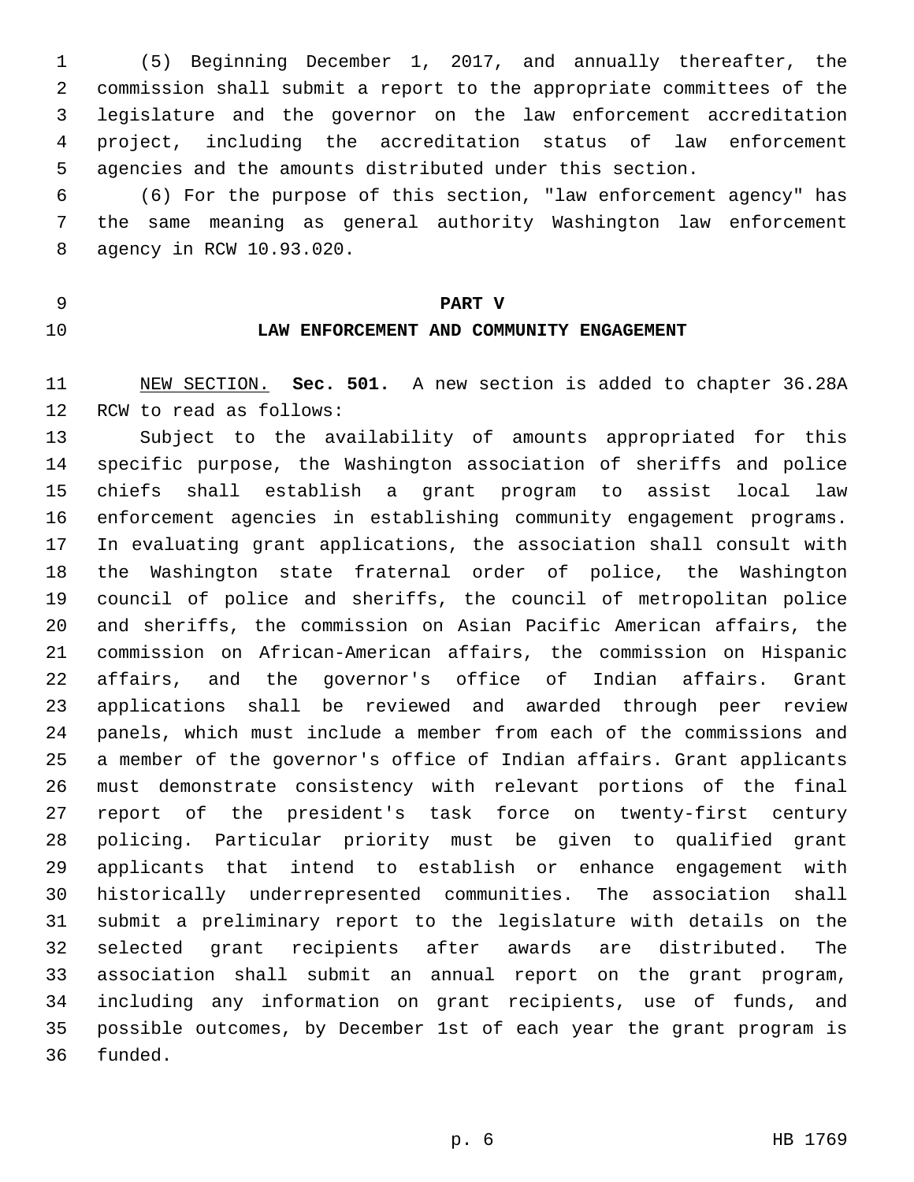(5) Beginning December 1, 2017, and annually thereafter, the commission shall submit a report to the appropriate committees of the legislature and the governor on the law enforcement accreditation project, including the accreditation status of law enforcement agencies and the amounts distributed under this section.

(6) For the purpose of this section, "law enforcement agency" has the same meaning as general authority Washington law enforcement agency in RCW 10.93.020.

## PART V
## LAW ENFORCEMENT AND COMMUNITY ENGAGEMENT

NEW SECTION. **Sec. 501.** A new section is added to chapter 36.28A RCW to read as follows:

Subject to the availability of amounts appropriated for this specific purpose, the Washington association of sheriffs and police chiefs shall establish a grant program to assist local law enforcement agencies in establishing community engagement programs. In evaluating grant applications, the association shall consult with the Washington state fraternal order of police, the Washington council of police and sheriffs, the council of metropolitan police and sheriffs, the commission on Asian Pacific American affairs, the commission on African-American affairs, the commission on Hispanic affairs, and the governor's office of Indian affairs. Grant applications shall be reviewed and awarded through peer review panels, which must include a member from each of the commissions and a member of the governor's office of Indian affairs. Grant applicants must demonstrate consistency with relevant portions of the final report of the president's task force on twenty-first century policing. Particular priority must be given to qualified grant applicants that intend to establish or enhance engagement with historically underrepresented communities. The association shall submit a preliminary report to the legislature with details on the selected grant recipients after awards are distributed. The association shall submit an annual report on the grant program, including any information on grant recipients, use of funds, and possible outcomes, by December 1st of each year the grant program is funded.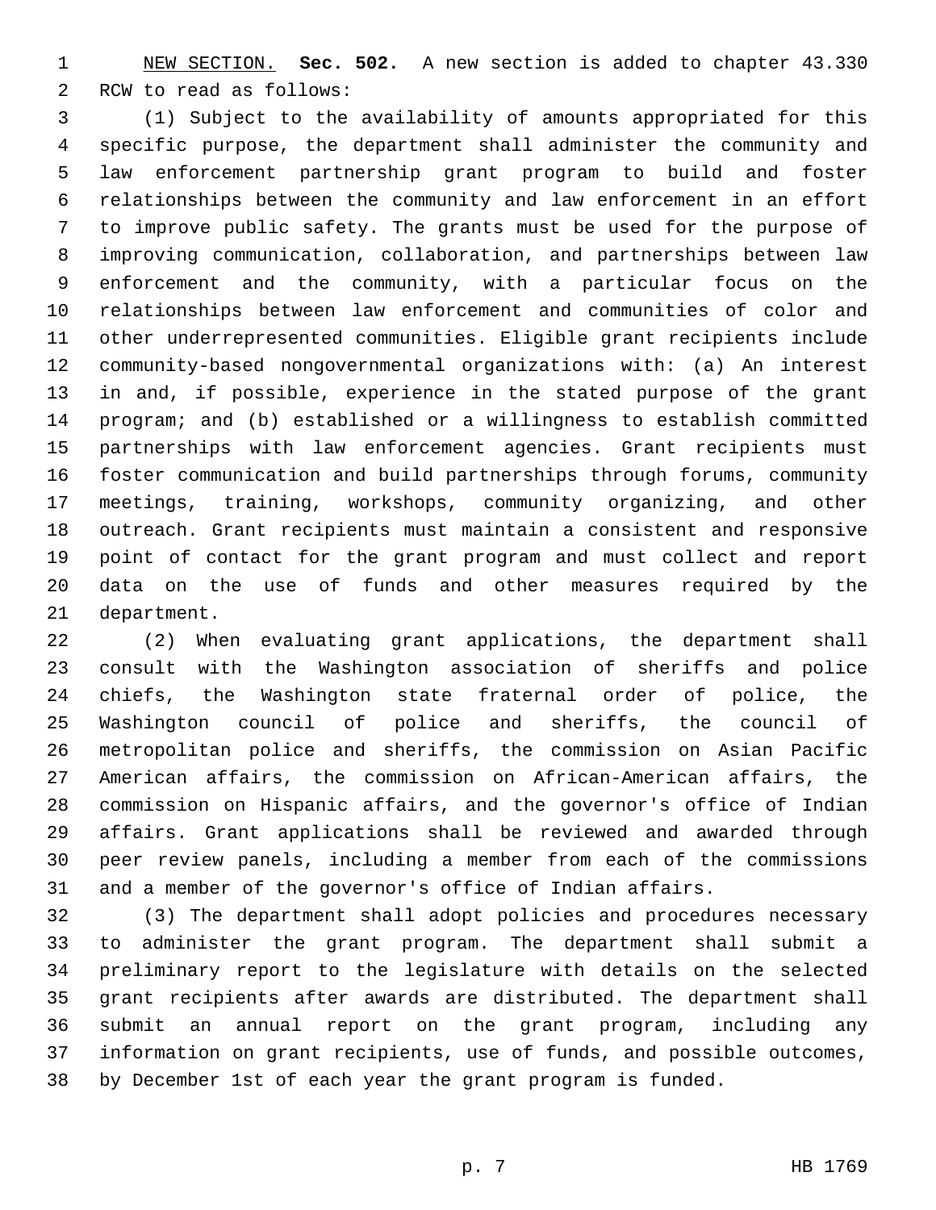NEW SECTION. **Sec. 502.** A new section is added to chapter 43.330 RCW to read as follows:

(1) Subject to the availability of amounts appropriated for this specific purpose, the department shall administer the community and law enforcement partnership grant program to build and foster relationships between the community and law enforcement in an effort to improve public safety. The grants must be used for the purpose of improving communication, collaboration, and partnerships between law enforcement and the community, with a particular focus on the relationships between law enforcement and communities of color and other underrepresented communities. Eligible grant recipients include community-based nongovernmental organizations with: (a) An interest in and, if possible, experience in the stated purpose of the grant program; and (b) established or a willingness to establish committed partnerships with law enforcement agencies. Grant recipients must foster communication and build partnerships through forums, community meetings, training, workshops, community organizing, and other outreach. Grant recipients must maintain a consistent and responsive point of contact for the grant program and must collect and report data on the use of funds and other measures required by the department.

(2) When evaluating grant applications, the department shall consult with the Washington association of sheriffs and police chiefs, the Washington state fraternal order of police, the Washington council of police and sheriffs, the council of metropolitan police and sheriffs, the commission on Asian Pacific American affairs, the commission on African-American affairs, the commission on Hispanic affairs, and the governor's office of Indian affairs. Grant applications shall be reviewed and awarded through peer review panels, including a member from each of the commissions and a member of the governor's office of Indian affairs.

(3) The department shall adopt policies and procedures necessary to administer the grant program. The department shall submit a preliminary report to the legislature with details on the selected grant recipients after awards are distributed. The department shall submit an annual report on the grant program, including any information on grant recipients, use of funds, and possible outcomes, by December 1st of each year the grant program is funded.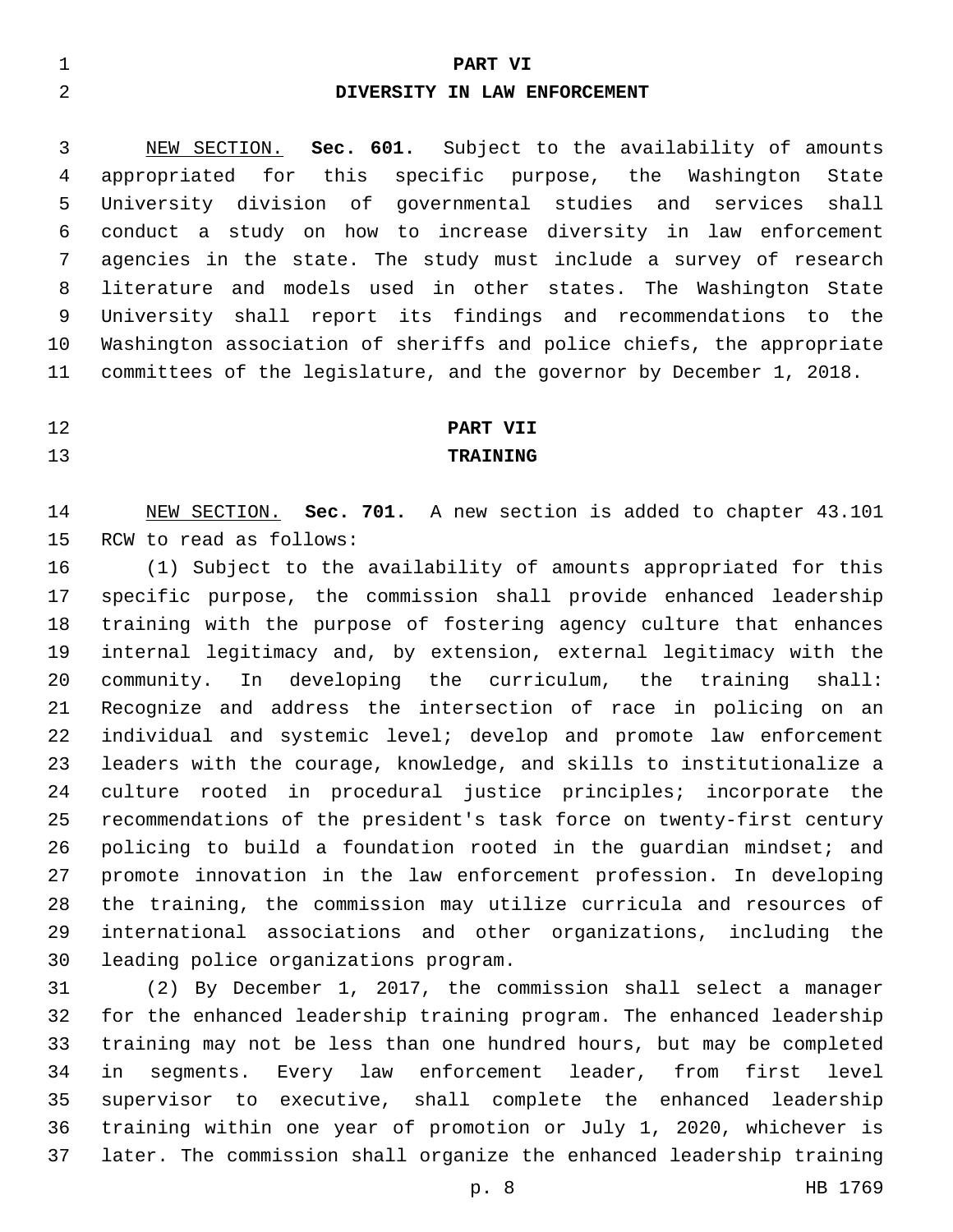# PART VI
# DIVERSITY IN LAW ENFORCEMENT

NEW SECTION. **Sec. 601.** Subject to the availability of amounts appropriated for this specific purpose, the Washington State University division of governmental studies and services shall conduct a study on how to increase diversity in law enforcement agencies in the state. The study must include a survey of research literature and models used in other states. The Washington State University shall report its findings and recommendations to the Washington association of sheriffs and police chiefs, the appropriate committees of the legislature, and the governor by December 1, 2018.

# PART VII
# TRAINING

NEW SECTION. **Sec. 701.** A new section is added to chapter 43.101 RCW to read as follows:

(1) Subject to the availability of amounts appropriated for this specific purpose, the commission shall provide enhanced leadership training with the purpose of fostering agency culture that enhances internal legitimacy and, by extension, external legitimacy with the community. In developing the curriculum, the training shall: Recognize and address the intersection of race in policing on an individual and systemic level; develop and promote law enforcement leaders with the courage, knowledge, and skills to institutionalize a culture rooted in procedural justice principles; incorporate the recommendations of the president's task force on twenty-first century policing to build a foundation rooted in the guardian mindset; and promote innovation in the law enforcement profession. In developing the training, the commission may utilize curricula and resources of international associations and other organizations, including the leading police organizations program.

(2) By December 1, 2017, the commission shall select a manager for the enhanced leadership training program. The enhanced leadership training may not be less than one hundred hours, but may be completed in segments. Every law enforcement leader, from first level supervisor to executive, shall complete the enhanced leadership training within one year of promotion or July 1, 2020, whichever is later. The commission shall organize the enhanced leadership training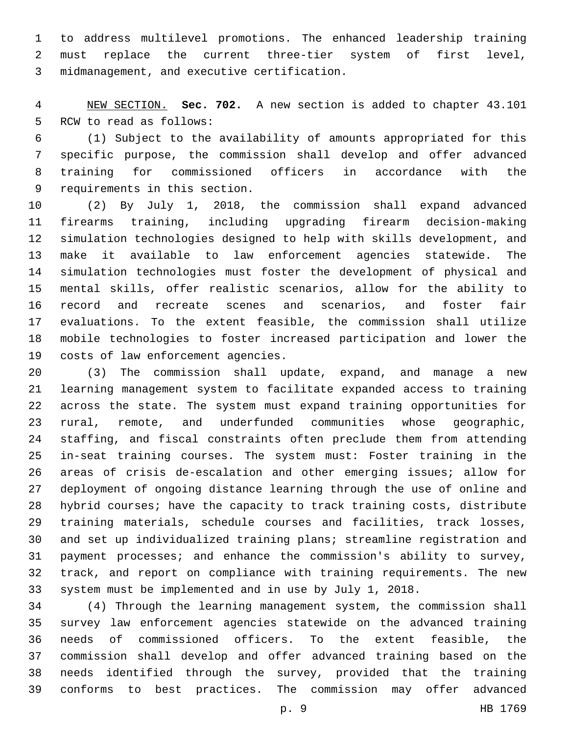to address multilevel promotions. The enhanced leadership training must replace the current three-tier system of first level, midmanagement, and executive certification.

NEW SECTION. **Sec. 702.** A new section is added to chapter 43.101 RCW to read as follows:

(1) Subject to the availability of amounts appropriated for this specific purpose, the commission shall develop and offer advanced training for commissioned officers in accordance with the requirements in this section.

(2) By July 1, 2018, the commission shall expand advanced firearms training, including upgrading firearm decision-making simulation technologies designed to help with skills development, and make it available to law enforcement agencies statewide. The simulation technologies must foster the development of physical and mental skills, offer realistic scenarios, allow for the ability to record and recreate scenes and scenarios, and foster fair evaluations. To the extent feasible, the commission shall utilize mobile technologies to foster increased participation and lower the costs of law enforcement agencies.

(3) The commission shall update, expand, and manage a new learning management system to facilitate expanded access to training across the state. The system must expand training opportunities for rural, remote, and underfunded communities whose geographic, staffing, and fiscal constraints often preclude them from attending in-seat training courses. The system must: Foster training in the areas of crisis de-escalation and other emerging issues; allow for deployment of ongoing distance learning through the use of online and hybrid courses; have the capacity to track training costs, distribute training materials, schedule courses and facilities, track losses, and set up individualized training plans; streamline registration and payment processes; and enhance the commission's ability to survey, track, and report on compliance with training requirements. The new system must be implemented and in use by July 1, 2018.

(4) Through the learning management system, the commission shall survey law enforcement agencies statewide on the advanced training needs of commissioned officers. To the extent feasible, the commission shall develop and offer advanced training based on the needs identified through the survey, provided that the training conforms to best practices. The commission may offer advanced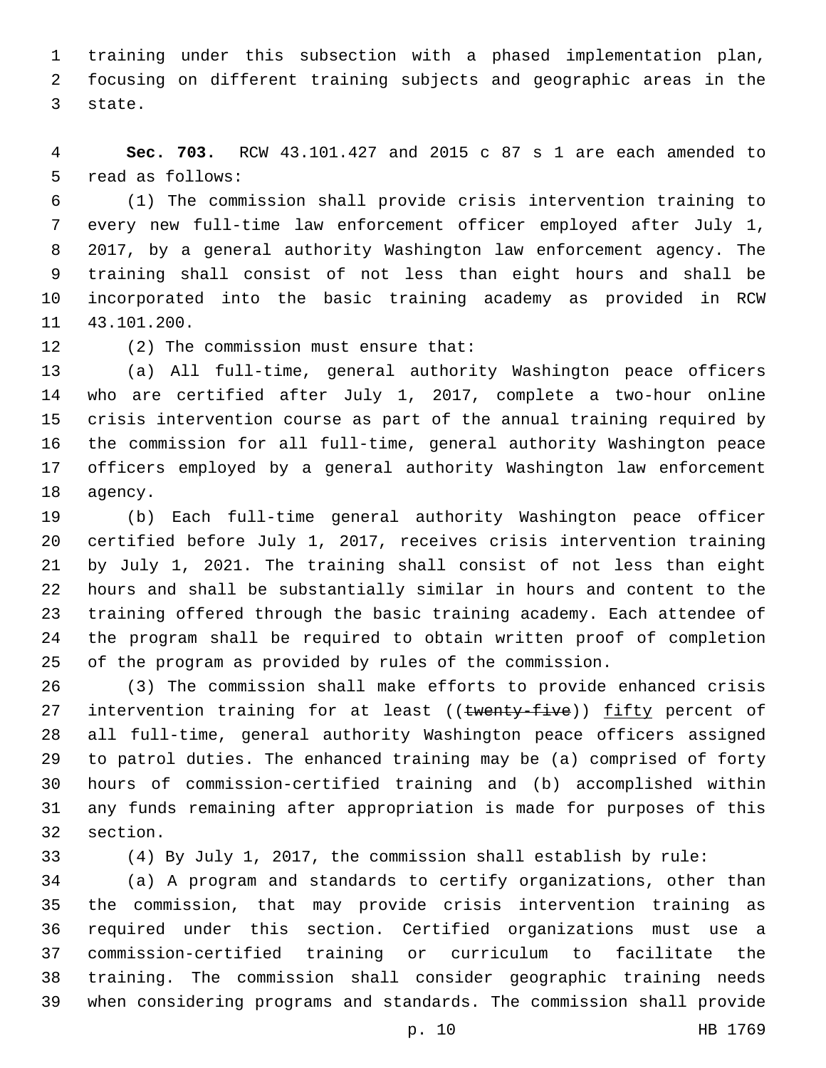training under this subsection with a phased implementation plan, focusing on different training subjects and geographic areas in the state.

**Sec. 703.** RCW 43.101.427 and 2015 c 87 s 1 are each amended to read as follows:

(1) The commission shall provide crisis intervention training to every new full-time law enforcement officer employed after July 1, 2017, by a general authority Washington law enforcement agency. The training shall consist of not less than eight hours and shall be incorporated into the basic training academy as provided in RCW 43.101.200.

(2) The commission must ensure that:

(a) All full-time, general authority Washington peace officers who are certified after July 1, 2017, complete a two-hour online crisis intervention course as part of the annual training required by the commission for all full-time, general authority Washington peace officers employed by a general authority Washington law enforcement agency.

(b) Each full-time general authority Washington peace officer certified before July 1, 2017, receives crisis intervention training by July 1, 2021. The training shall consist of not less than eight hours and shall be substantially similar in hours and content to the training offered through the basic training academy. Each attendee of the program shall be required to obtain written proof of completion of the program as provided by rules of the commission.

(3) The commission shall make efforts to provide enhanced crisis intervention training for at least ((~~twenty-five~~)) <u>fifty</u> percent of all full-time, general authority Washington peace officers assigned to patrol duties. The enhanced training may be (a) comprised of forty hours of commission-certified training and (b) accomplished within any funds remaining after appropriation is made for purposes of this section.

(4) By July 1, 2017, the commission shall establish by rule:

(a) A program and standards to certify organizations, other than the commission, that may provide crisis intervention training as required under this section. Certified organizations must use a commission-certified training or curriculum to facilitate the training. The commission shall consider geographic training needs when considering programs and standards. The commission shall provide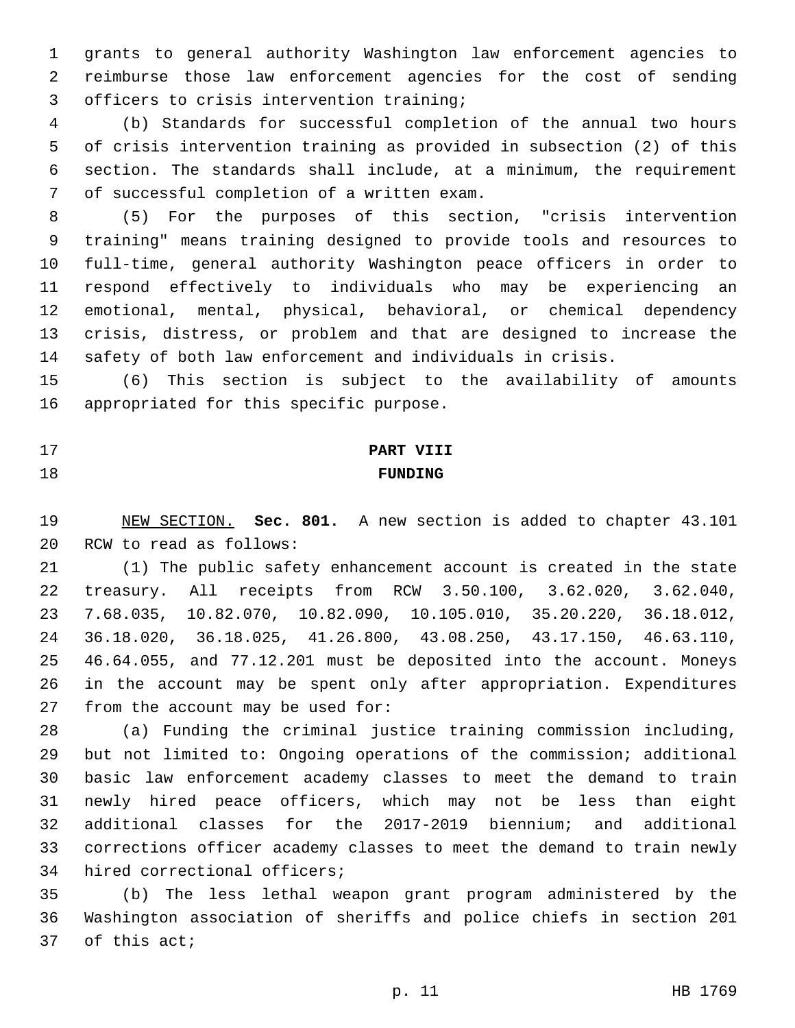grants to general authority Washington law enforcement agencies to reimburse those law enforcement agencies for the cost of sending officers to crisis intervention training;

(b) Standards for successful completion of the annual two hours of crisis intervention training as provided in subsection (2) of this section. The standards shall include, at a minimum, the requirement of successful completion of a written exam.

(5) For the purposes of this section, "crisis intervention training" means training designed to provide tools and resources to full-time, general authority Washington peace officers in order to respond effectively to individuals who may be experiencing an emotional, mental, physical, behavioral, or chemical dependency crisis, distress, or problem and that are designed to increase the safety of both law enforcement and individuals in crisis.

(6) This section is subject to the availability of amounts appropriated for this specific purpose.

## PART VIII
## FUNDING

NEW SECTION. **Sec. 801.** A new section is added to chapter 43.101 RCW to read as follows:

(1) The public safety enhancement account is created in the state treasury. All receipts from RCW 3.50.100, 3.62.020, 3.62.040, 7.68.035, 10.82.070, 10.82.090, 10.105.010, 35.20.220, 36.18.012, 36.18.020, 36.18.025, 41.26.800, 43.08.250, 43.17.150, 46.63.110, 46.64.055, and 77.12.201 must be deposited into the account. Moneys in the account may be spent only after appropriation. Expenditures from the account may be used for:

(a) Funding the criminal justice training commission including, but not limited to: Ongoing operations of the commission; additional basic law enforcement academy classes to meet the demand to train newly hired peace officers, which may not be less than eight additional classes for the 2017-2019 biennium; and additional corrections officer academy classes to meet the demand to train newly hired correctional officers;

(b) The less lethal weapon grant program administered by the Washington association of sheriffs and police chiefs in section 201 of this act;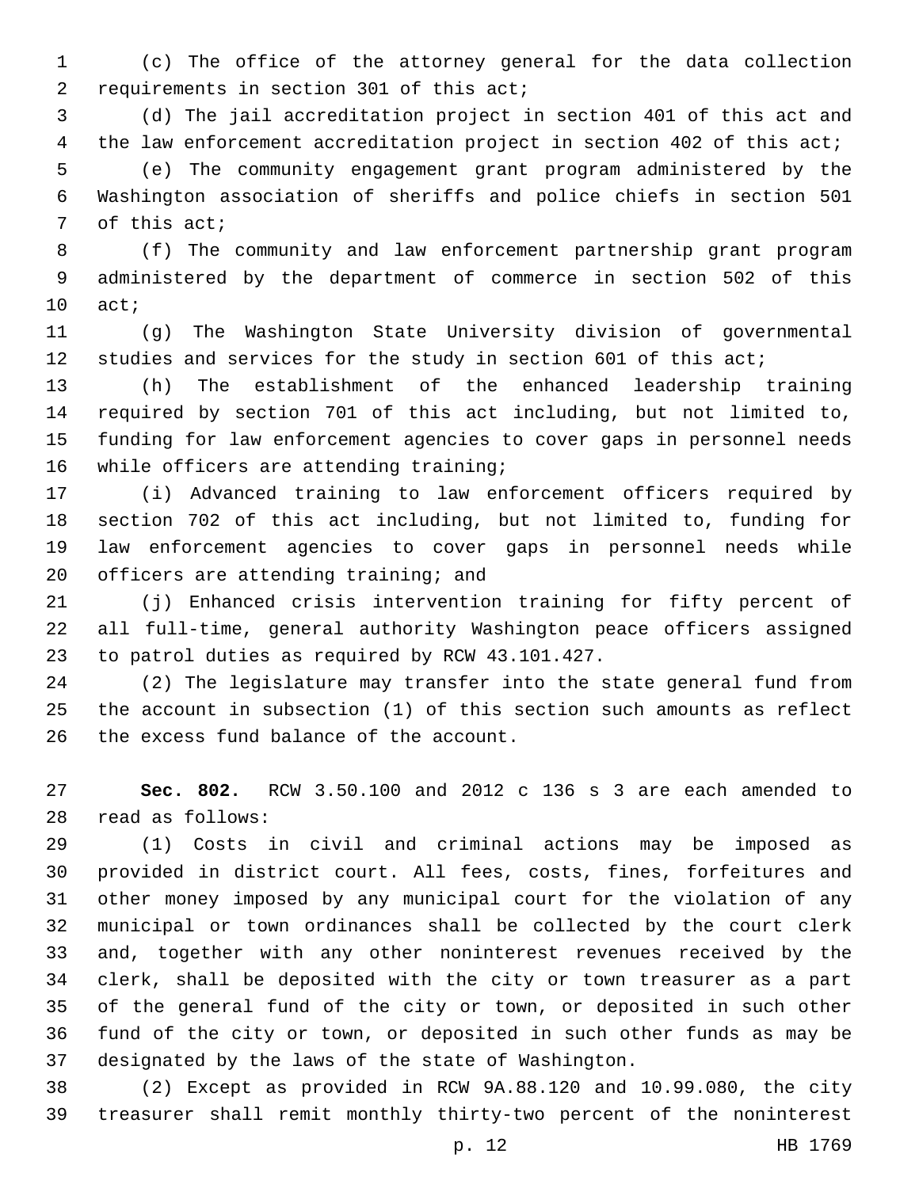(c) The office of the attorney general for the data collection requirements in section 301 of this act;

(d) The jail accreditation project in section 401 of this act and the law enforcement accreditation project in section 402 of this act;

(e) The community engagement grant program administered by the Washington association of sheriffs and police chiefs in section 501 of this act;

(f) The community and law enforcement partnership grant program administered by the department of commerce in section 502 of this act;

(g) The Washington State University division of governmental studies and services for the study in section 601 of this act;

(h) The establishment of the enhanced leadership training required by section 701 of this act including, but not limited to, funding for law enforcement agencies to cover gaps in personnel needs while officers are attending training;

(i) Advanced training to law enforcement officers required by section 702 of this act including, but not limited to, funding for law enforcement agencies to cover gaps in personnel needs while officers are attending training; and

(j) Enhanced crisis intervention training for fifty percent of all full-time, general authority Washington peace officers assigned to patrol duties as required by RCW 43.101.427.

(2) The legislature may transfer into the state general fund from the account in subsection (1) of this section such amounts as reflect the excess fund balance of the account.

**Sec. 802.** RCW 3.50.100 and 2012 c 136 s 3 are each amended to read as follows:

(1) Costs in civil and criminal actions may be imposed as provided in district court. All fees, costs, fines, forfeitures and other money imposed by any municipal court for the violation of any municipal or town ordinances shall be collected by the court clerk and, together with any other noninterest revenues received by the clerk, shall be deposited with the city or town treasurer as a part of the general fund of the city or town, or deposited in such other fund of the city or town, or deposited in such other funds as may be designated by the laws of the state of Washington.

(2) Except as provided in RCW 9A.88.120 and 10.99.080, the city treasurer shall remit monthly thirty-two percent of the noninterest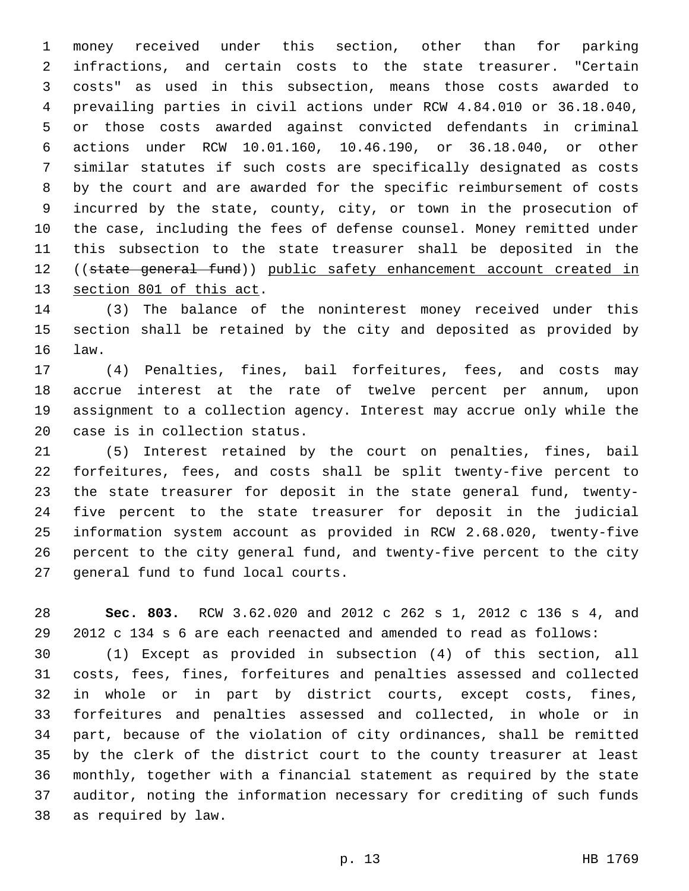money received under this section, other than for parking infractions, and certain costs to the state treasurer. "Certain costs" as used in this subsection, means those costs awarded to prevailing parties in civil actions under RCW 4.84.010 or 36.18.040, or those costs awarded against convicted defendants in criminal actions under RCW 10.01.160, 10.46.190, or 36.18.040, or other similar statutes if such costs are specifically designated as costs by the court and are awarded for the specific reimbursement of costs incurred by the state, county, city, or town in the prosecution of the case, including the fees of defense counsel. Money remitted under this subsection to the state treasurer shall be deposited in the ((~~state general fund~~)) <u>public safety enhancement account created in section 801 of this act</u>.

(3) The balance of the noninterest money received under this section shall be retained by the city and deposited as provided by law.

(4) Penalties, fines, bail forfeitures, fees, and costs may accrue interest at the rate of twelve percent per annum, upon assignment to a collection agency. Interest may accrue only while the case is in collection status.

(5) Interest retained by the court on penalties, fines, bail forfeitures, fees, and costs shall be split twenty-five percent to the state treasurer for deposit in the state general fund, twenty-five percent to the state treasurer for deposit in the judicial information system account as provided in RCW 2.68.020, twenty-five percent to the city general fund, and twenty-five percent to the city general fund to fund local courts.

**Sec. 803.** RCW 3.62.020 and 2012 c 262 s 1, 2012 c 136 s 4, and 2012 c 134 s 6 are each reenacted and amended to read as follows:

(1) Except as provided in subsection (4) of this section, all costs, fees, fines, forfeitures and penalties assessed and collected in whole or in part by district courts, except costs, fines, forfeitures and penalties assessed and collected, in whole or in part, because of the violation of city ordinances, shall be remitted by the clerk of the district court to the county treasurer at least monthly, together with a financial statement as required by the state auditor, noting the information necessary for crediting of such funds as required by law.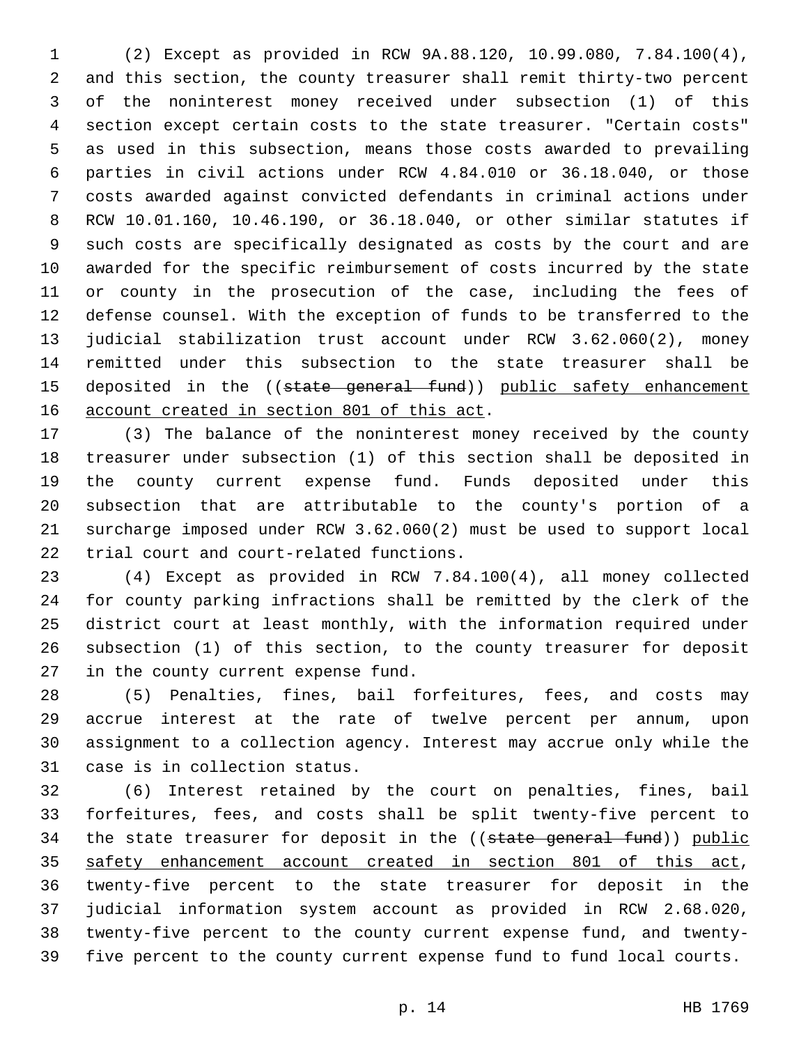(2) Except as provided in RCW 9A.88.120, 10.99.080, 7.84.100(4), and this section, the county treasurer shall remit thirty-two percent of the noninterest money received under subsection (1) of this section except certain costs to the state treasurer. "Certain costs" as used in this subsection, means those costs awarded to prevailing parties in civil actions under RCW 4.84.010 or 36.18.040, or those costs awarded against convicted defendants in criminal actions under RCW 10.01.160, 10.46.190, or 36.18.040, or other similar statutes if such costs are specifically designated as costs by the court and are awarded for the specific reimbursement of costs incurred by the state or county in the prosecution of the case, including the fees of defense counsel. With the exception of funds to be transferred to the judicial stabilization trust account under RCW 3.62.060(2), money remitted under this subsection to the state treasurer shall be deposited in the ((~~state general fund~~)) <u>public safety enhancement account created in section 801 of this act</u>.

(3) The balance of the noninterest money received by the county treasurer under subsection (1) of this section shall be deposited in the county current expense fund. Funds deposited under this subsection that are attributable to the county's portion of a surcharge imposed under RCW 3.62.060(2) must be used to support local trial court and court-related functions.

(4) Except as provided in RCW 7.84.100(4), all money collected for county parking infractions shall be remitted by the clerk of the district court at least monthly, with the information required under subsection (1) of this section, to the county treasurer for deposit in the county current expense fund.

(5) Penalties, fines, bail forfeitures, fees, and costs may accrue interest at the rate of twelve percent per annum, upon assignment to a collection agency. Interest may accrue only while the case is in collection status.

(6) Interest retained by the court on penalties, fines, bail forfeitures, fees, and costs shall be split twenty-five percent to the state treasurer for deposit in the ((~~state general fund~~)) <u>public safety enhancement account created in section 801 of this act</u>, twenty-five percent to the state treasurer for deposit in the judicial information system account as provided in RCW 2.68.020, twenty-five percent to the county current expense fund, and twenty-five percent to the county current expense fund to fund local courts.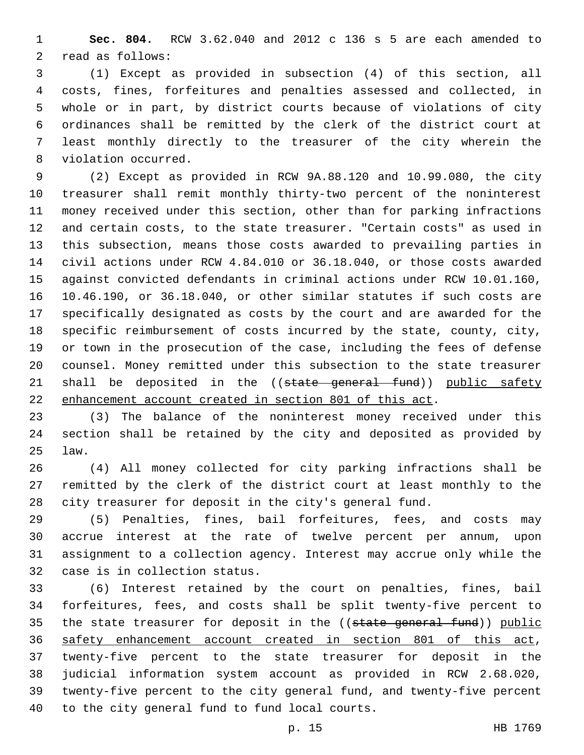**Sec. 804.** RCW 3.62.040 and 2012 c 136 s 5 are each amended to read as follows:

(1) Except as provided in subsection (4) of this section, all costs, fines, forfeitures and penalties assessed and collected, in whole or in part, by district courts because of violations of city ordinances shall be remitted by the clerk of the district court at least monthly directly to the treasurer of the city wherein the violation occurred.

(2) Except as provided in RCW 9A.88.120 and 10.99.080, the city treasurer shall remit monthly thirty-two percent of the noninterest money received under this section, other than for parking infractions and certain costs, to the state treasurer. "Certain costs" as used in this subsection, means those costs awarded to prevailing parties in civil actions under RCW 4.84.010 or 36.18.040, or those costs awarded against convicted defendants in criminal actions under RCW 10.01.160, 10.46.190, or 36.18.040, or other similar statutes if such costs are specifically designated as costs by the court and are awarded for the specific reimbursement of costs incurred by the state, county, city, or town in the prosecution of the case, including the fees of defense counsel. Money remitted under this subsection to the state treasurer shall be deposited in the ((~~state general fund~~)) <u>public safety enhancement account created in section 801 of this act</u>.

(3) The balance of the noninterest money received under this section shall be retained by the city and deposited as provided by law.

(4) All money collected for city parking infractions shall be remitted by the clerk of the district court at least monthly to the city treasurer for deposit in the city's general fund.

(5) Penalties, fines, bail forfeitures, fees, and costs may accrue interest at the rate of twelve percent per annum, upon assignment to a collection agency. Interest may accrue only while the case is in collection status.

(6) Interest retained by the court on penalties, fines, bail forfeitures, fees, and costs shall be split twenty-five percent to the state treasurer for deposit in the ((~~state general fund~~)) <u>public safety enhancement account created in section 801 of this act</u>, twenty-five percent to the state treasurer for deposit in the judicial information system account as provided in RCW 2.68.020, twenty-five percent to the city general fund, and twenty-five percent to the city general fund to fund local courts.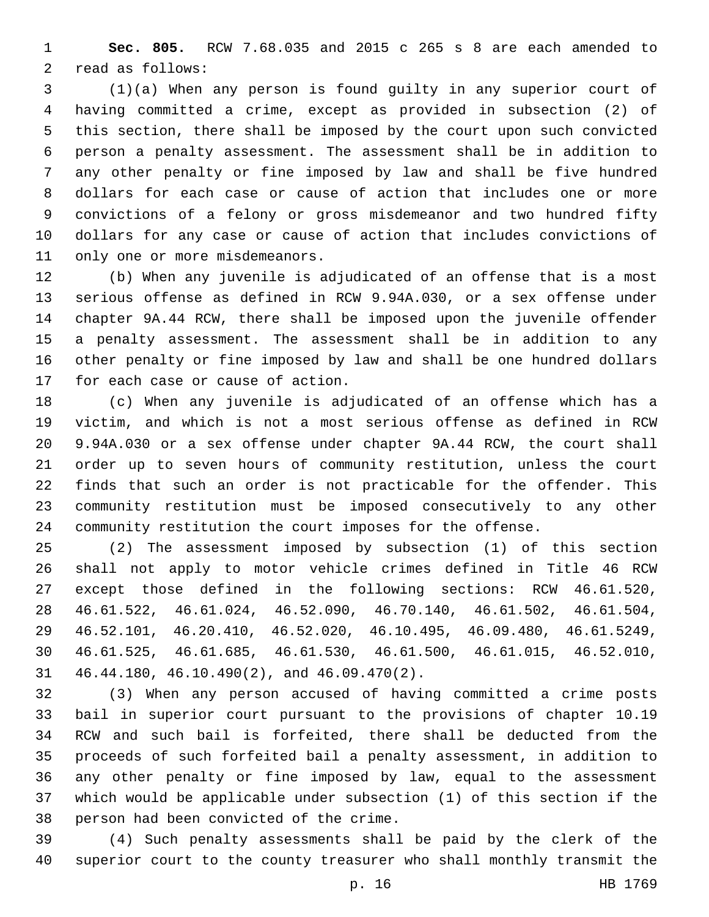**Sec. 805.** RCW 7.68.035 and 2015 c 265 s 8 are each amended to read as follows:

(1)(a) When any person is found guilty in any superior court of having committed a crime, except as provided in subsection (2) of this section, there shall be imposed by the court upon such convicted person a penalty assessment. The assessment shall be in addition to any other penalty or fine imposed by law and shall be five hundred dollars for each case or cause of action that includes one or more convictions of a felony or gross misdemeanor and two hundred fifty dollars for any case or cause of action that includes convictions of only one or more misdemeanors.

(b) When any juvenile is adjudicated of an offense that is a most serious offense as defined in RCW 9.94A.030, or a sex offense under chapter 9A.44 RCW, there shall be imposed upon the juvenile offender a penalty assessment. The assessment shall be in addition to any other penalty or fine imposed by law and shall be one hundred dollars for each case or cause of action.

(c) When any juvenile is adjudicated of an offense which has a victim, and which is not a most serious offense as defined in RCW 9.94A.030 or a sex offense under chapter 9A.44 RCW, the court shall order up to seven hours of community restitution, unless the court finds that such an order is not practicable for the offender. This community restitution must be imposed consecutively to any other community restitution the court imposes for the offense.

(2) The assessment imposed by subsection (1) of this section shall not apply to motor vehicle crimes defined in Title 46 RCW except those defined in the following sections: RCW 46.61.520, 46.61.522, 46.61.024, 46.52.090, 46.70.140, 46.61.502, 46.61.504, 46.52.101, 46.20.410, 46.52.020, 46.10.495, 46.09.480, 46.61.5249, 46.61.525, 46.61.685, 46.61.530, 46.61.500, 46.61.015, 46.52.010, 46.44.180, 46.10.490(2), and 46.09.470(2).

(3) When any person accused of having committed a crime posts bail in superior court pursuant to the provisions of chapter 10.19 RCW and such bail is forfeited, there shall be deducted from the proceeds of such forfeited bail a penalty assessment, in addition to any other penalty or fine imposed by law, equal to the assessment which would be applicable under subsection (1) of this section if the person had been convicted of the crime.

(4) Such penalty assessments shall be paid by the clerk of the superior court to the county treasurer who shall monthly transmit the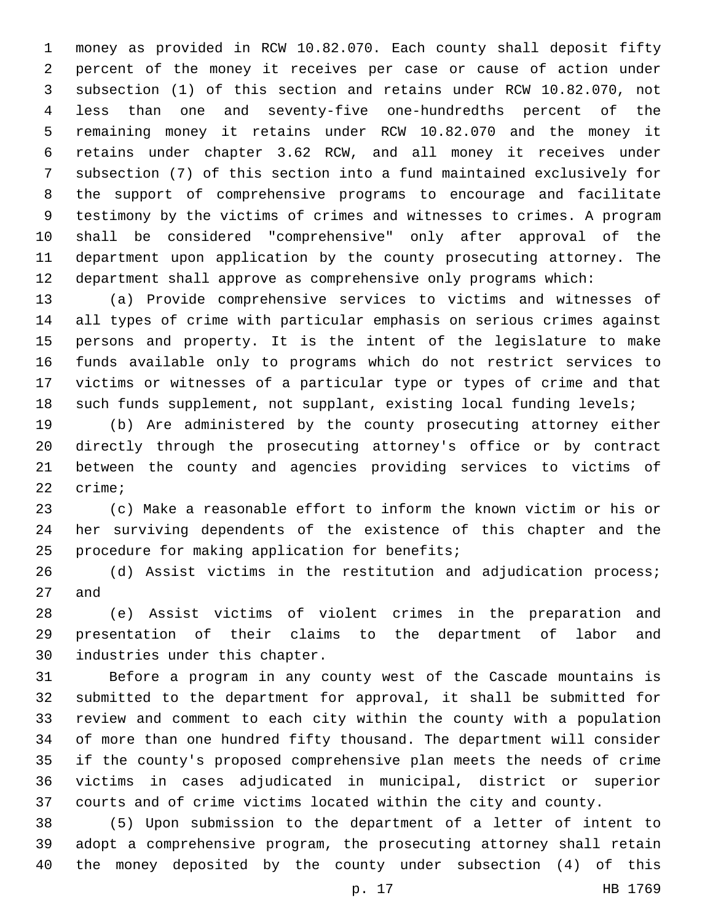money as provided in RCW 10.82.070. Each county shall deposit fifty percent of the money it receives per case or cause of action under subsection (1) of this section and retains under RCW 10.82.070, not less than one and seventy-five one-hundredths percent of the remaining money it retains under RCW 10.82.070 and the money it retains under chapter 3.62 RCW, and all money it receives under subsection (7) of this section into a fund maintained exclusively for the support of comprehensive programs to encourage and facilitate testimony by the victims of crimes and witnesses to crimes. A program shall be considered "comprehensive" only after approval of the department upon application by the county prosecuting attorney. The department shall approve as comprehensive only programs which:

(a) Provide comprehensive services to victims and witnesses of all types of crime with particular emphasis on serious crimes against persons and property. It is the intent of the legislature to make funds available only to programs which do not restrict services to victims or witnesses of a particular type or types of crime and that such funds supplement, not supplant, existing local funding levels;

(b) Are administered by the county prosecuting attorney either directly through the prosecuting attorney's office or by contract between the county and agencies providing services to victims of crime;

(c) Make a reasonable effort to inform the known victim or his or her surviving dependents of the existence of this chapter and the procedure for making application for benefits;

(d) Assist victims in the restitution and adjudication process; and

(e) Assist victims of violent crimes in the preparation and presentation of their claims to the department of labor and industries under this chapter.

Before a program in any county west of the Cascade mountains is submitted to the department for approval, it shall be submitted for review and comment to each city within the county with a population of more than one hundred fifty thousand. The department will consider if the county's proposed comprehensive plan meets the needs of crime victims in cases adjudicated in municipal, district or superior courts and of crime victims located within the city and county.

(5) Upon submission to the department of a letter of intent to adopt a comprehensive program, the prosecuting attorney shall retain the money deposited by the county under subsection (4) of this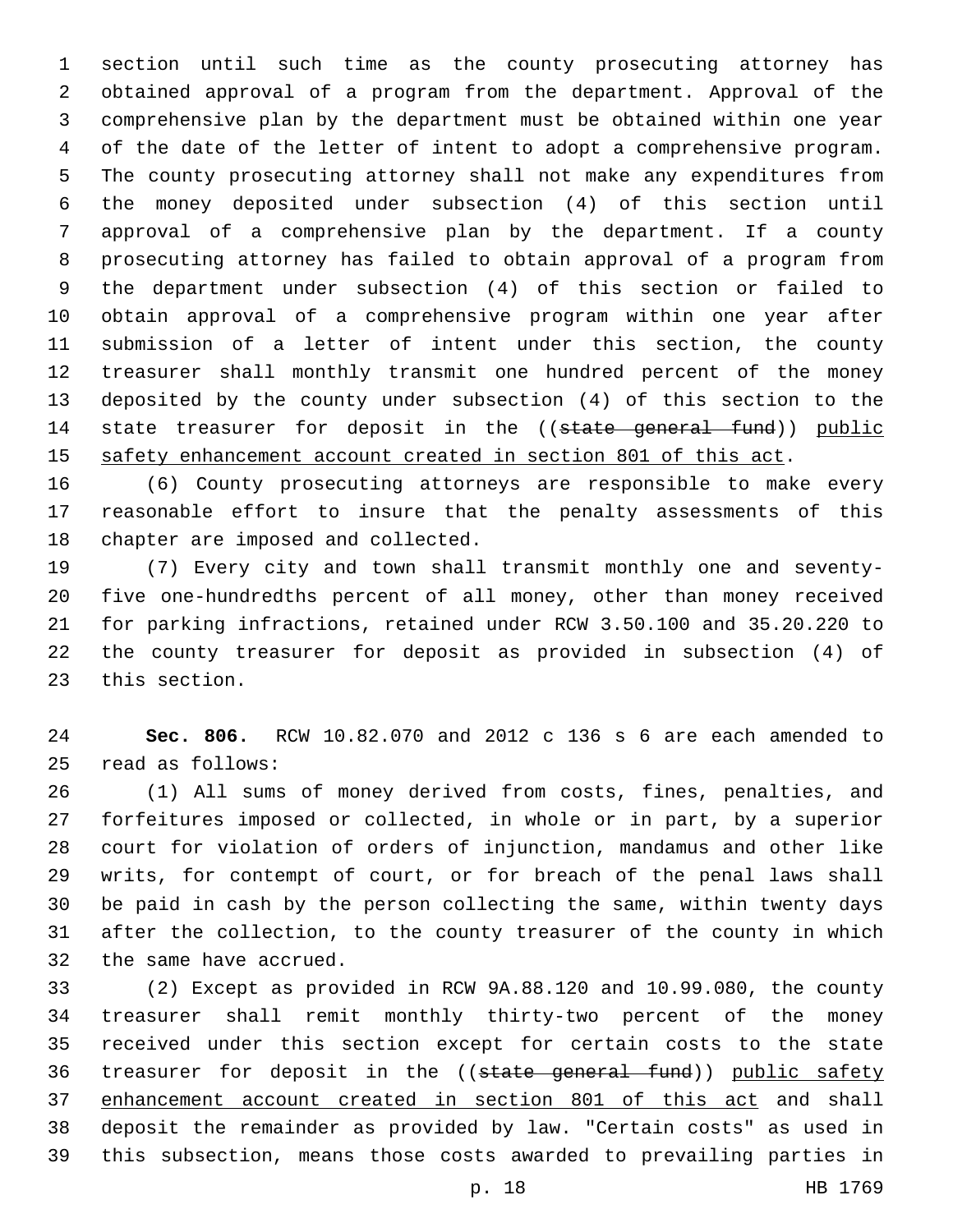section until such time as the county prosecuting attorney has obtained approval of a program from the department. Approval of the comprehensive plan by the department must be obtained within one year of the date of the letter of intent to adopt a comprehensive program. The county prosecuting attorney shall not make any expenditures from the money deposited under subsection (4) of this section until approval of a comprehensive plan by the department. If a county prosecuting attorney has failed to obtain approval of a program from the department under subsection (4) of this section or failed to obtain approval of a comprehensive program within one year after submission of a letter of intent under this section, the county treasurer shall monthly transmit one hundred percent of the money deposited by the county under subsection (4) of this section to the state treasurer for deposit in the ((~~state general fund~~)) <u>public safety enhancement account created in section 801 of this act</u>.

(6) County prosecuting attorneys are responsible to make every reasonable effort to insure that the penalty assessments of this chapter are imposed and collected.

(7) Every city and town shall transmit monthly one and seventy-five one-hundredths percent of all money, other than money received for parking infractions, retained under RCW 3.50.100 and 35.20.220 to the county treasurer for deposit as provided in subsection (4) of this section.

**Sec. 806.** RCW 10.82.070 and 2012 c 136 s 6 are each amended to read as follows:

(1) All sums of money derived from costs, fines, penalties, and forfeitures imposed or collected, in whole or in part, by a superior court for violation of orders of injunction, mandamus and other like writs, for contempt of court, or for breach of the penal laws shall be paid in cash by the person collecting the same, within twenty days after the collection, to the county treasurer of the county in which the same have accrued.

(2) Except as provided in RCW 9A.88.120 and 10.99.080, the county treasurer shall remit monthly thirty-two percent of the money received under this section except for certain costs to the state treasurer for deposit in the ((~~state general fund~~)) <u>public safety enhancement account created in section 801 of this act</u> and shall deposit the remainder as provided by law. "Certain costs" as used in this subsection, means those costs awarded to prevailing parties in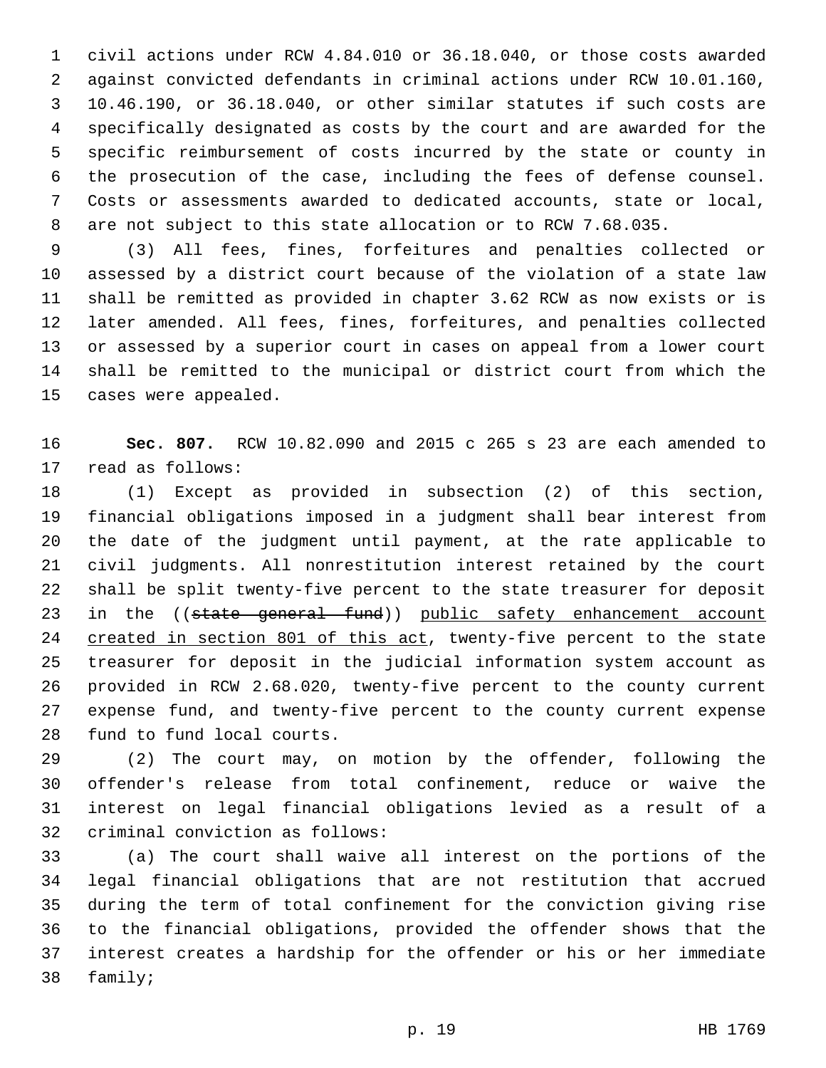civil actions under RCW 4.84.010 or 36.18.040, or those costs awarded against convicted defendants in criminal actions under RCW 10.01.160, 10.46.190, or 36.18.040, or other similar statutes if such costs are specifically designated as costs by the court and are awarded for the specific reimbursement of costs incurred by the state or county in the prosecution of the case, including the fees of defense counsel. Costs or assessments awarded to dedicated accounts, state or local, are not subject to this state allocation or to RCW 7.68.035.

(3) All fees, fines, forfeitures and penalties collected or assessed by a district court because of the violation of a state law shall be remitted as provided in chapter 3.62 RCW as now exists or is later amended. All fees, fines, forfeitures, and penalties collected or assessed by a superior court in cases on appeal from a lower court shall be remitted to the municipal or district court from which the cases were appealed.

**Sec. 807.** RCW 10.82.090 and 2015 c 265 s 23 are each amended to read as follows:

(1) Except as provided in subsection (2) of this section, financial obligations imposed in a judgment shall bear interest from the date of the judgment until payment, at the rate applicable to civil judgments. All nonrestitution interest retained by the court shall be split twenty-five percent to the state treasurer for deposit in the ((~~state general fund~~)) <u>public safety enhancement account created in section 801 of this act</u>, twenty-five percent to the state treasurer for deposit in the judicial information system account as provided in RCW 2.68.020, twenty-five percent to the county current expense fund, and twenty-five percent to the county current expense fund to fund local courts.

(2) The court may, on motion by the offender, following the offender's release from total confinement, reduce or waive the interest on legal financial obligations levied as a result of a criminal conviction as follows:

(a) The court shall waive all interest on the portions of the legal financial obligations that are not restitution that accrued during the term of total confinement for the conviction giving rise to the financial obligations, provided the offender shows that the interest creates a hardship for the offender or his or her immediate family;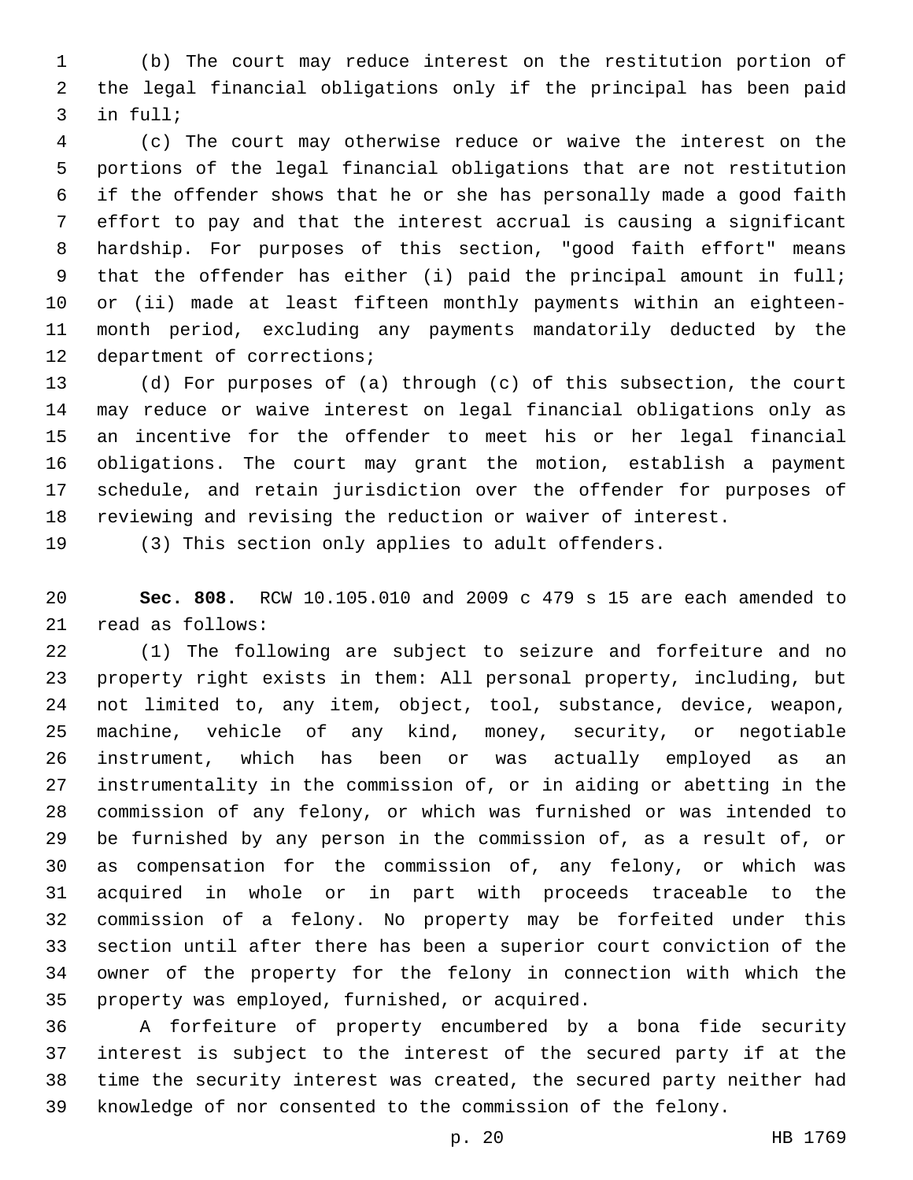(b) The court may reduce interest on the restitution portion of the legal financial obligations only if the principal has been paid in full;

(c) The court may otherwise reduce or waive the interest on the portions of the legal financial obligations that are not restitution if the offender shows that he or she has personally made a good faith effort to pay and that the interest accrual is causing a significant hardship. For purposes of this section, "good faith effort" means that the offender has either (i) paid the principal amount in full; or (ii) made at least fifteen monthly payments within an eighteen-month period, excluding any payments mandatorily deducted by the department of corrections;

(d) For purposes of (a) through (c) of this subsection, the court may reduce or waive interest on legal financial obligations only as an incentive for the offender to meet his or her legal financial obligations. The court may grant the motion, establish a payment schedule, and retain jurisdiction over the offender for purposes of reviewing and revising the reduction or waiver of interest.

(3) This section only applies to adult offenders.

**Sec. 808.** RCW 10.105.010 and 2009 c 479 s 15 are each amended to read as follows:

(1) The following are subject to seizure and forfeiture and no property right exists in them: All personal property, including, but not limited to, any item, object, tool, substance, device, weapon, machine, vehicle of any kind, money, security, or negotiable instrument, which has been or was actually employed as an instrumentality in the commission of, or in aiding or abetting in the commission of any felony, or which was furnished or was intended to be furnished by any person in the commission of, as a result of, or as compensation for the commission of, any felony, or which was acquired in whole or in part with proceeds traceable to the commission of a felony. No property may be forfeited under this section until after there has been a superior court conviction of the owner of the property for the felony in connection with which the property was employed, furnished, or acquired.

A forfeiture of property encumbered by a bona fide security interest is subject to the interest of the secured party if at the time the security interest was created, the secured party neither had knowledge of nor consented to the commission of the felony.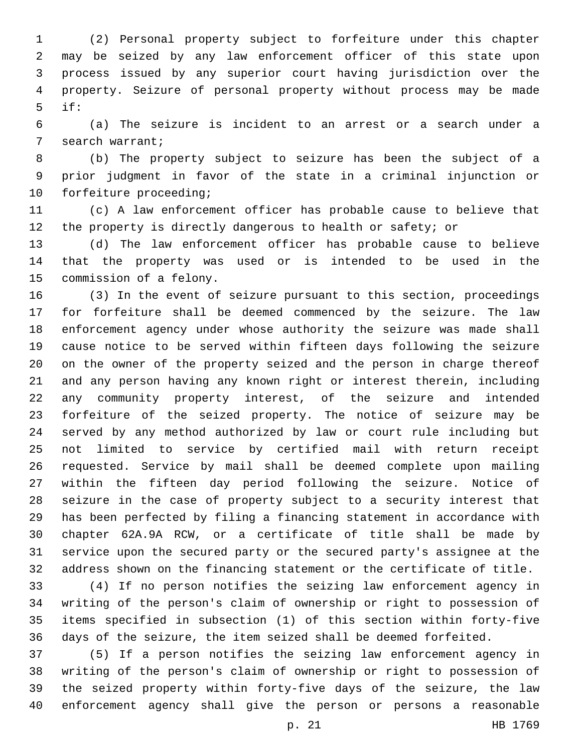(2) Personal property subject to forfeiture under this chapter may be seized by any law enforcement officer of this state upon process issued by any superior court having jurisdiction over the property. Seizure of personal property without process may be made if:

(a) The seizure is incident to an arrest or a search under a search warrant;

(b) The property subject to seizure has been the subject of a prior judgment in favor of the state in a criminal injunction or forfeiture proceeding;

(c) A law enforcement officer has probable cause to believe that the property is directly dangerous to health or safety; or

(d) The law enforcement officer has probable cause to believe that the property was used or is intended to be used in the commission of a felony.

(3) In the event of seizure pursuant to this section, proceedings for forfeiture shall be deemed commenced by the seizure. The law enforcement agency under whose authority the seizure was made shall cause notice to be served within fifteen days following the seizure on the owner of the property seized and the person in charge thereof and any person having any known right or interest therein, including any community property interest, of the seizure and intended forfeiture of the seized property. The notice of seizure may be served by any method authorized by law or court rule including but not limited to service by certified mail with return receipt requested. Service by mail shall be deemed complete upon mailing within the fifteen day period following the seizure. Notice of seizure in the case of property subject to a security interest that has been perfected by filing a financing statement in accordance with chapter 62A.9A RCW, or a certificate of title shall be made by service upon the secured party or the secured party's assignee at the address shown on the financing statement or the certificate of title.

(4) If no person notifies the seizing law enforcement agency in writing of the person's claim of ownership or right to possession of items specified in subsection (1) of this section within forty-five days of the seizure, the item seized shall be deemed forfeited.

(5) If a person notifies the seizing law enforcement agency in writing of the person's claim of ownership or right to possession of the seized property within forty-five days of the seizure, the law enforcement agency shall give the person or persons a reasonable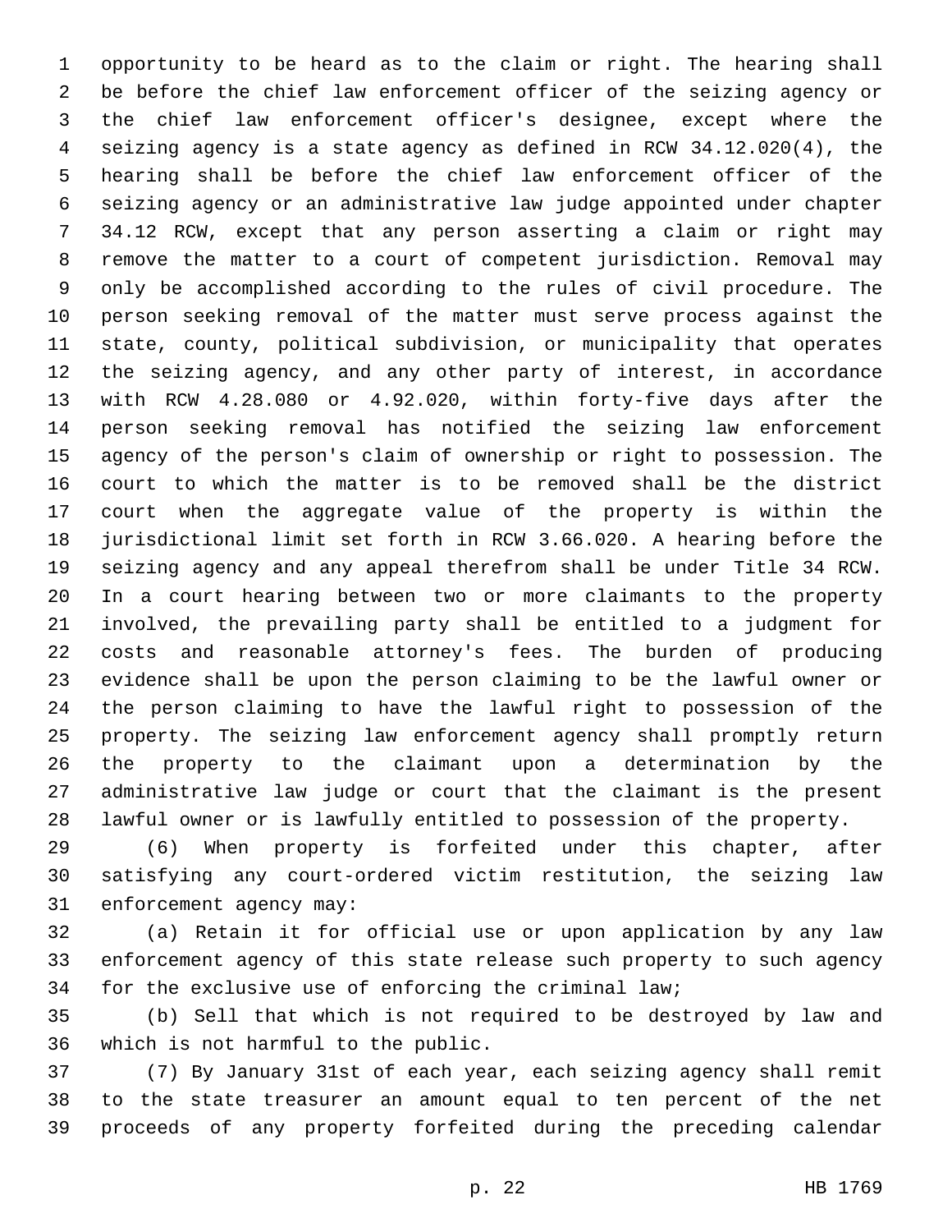opportunity to be heard as to the claim or right. The hearing shall be before the chief law enforcement officer of the seizing agency or the chief law enforcement officer's designee, except where the seizing agency is a state agency as defined in RCW 34.12.020(4), the hearing shall be before the chief law enforcement officer of the seizing agency or an administrative law judge appointed under chapter 34.12 RCW, except that any person asserting a claim or right may remove the matter to a court of competent jurisdiction. Removal may only be accomplished according to the rules of civil procedure. The person seeking removal of the matter must serve process against the state, county, political subdivision, or municipality that operates the seizing agency, and any other party of interest, in accordance with RCW 4.28.080 or 4.92.020, within forty-five days after the person seeking removal has notified the seizing law enforcement agency of the person's claim of ownership or right to possession. The court to which the matter is to be removed shall be the district court when the aggregate value of the property is within the jurisdictional limit set forth in RCW 3.66.020. A hearing before the seizing agency and any appeal therefrom shall be under Title 34 RCW. In a court hearing between two or more claimants to the property involved, the prevailing party shall be entitled to a judgment for costs and reasonable attorney's fees. The burden of producing evidence shall be upon the person claiming to be the lawful owner or the person claiming to have the lawful right to possession of the property. The seizing law enforcement agency shall promptly return the property to the claimant upon a determination by the administrative law judge or court that the claimant is the present lawful owner or is lawfully entitled to possession of the property.

(6) When property is forfeited under this chapter, after satisfying any court-ordered victim restitution, the seizing law enforcement agency may:

(a) Retain it for official use or upon application by any law enforcement agency of this state release such property to such agency for the exclusive use of enforcing the criminal law;

(b) Sell that which is not required to be destroyed by law and which is not harmful to the public.

(7) By January 31st of each year, each seizing agency shall remit to the state treasurer an amount equal to ten percent of the net proceeds of any property forfeited during the preceding calendar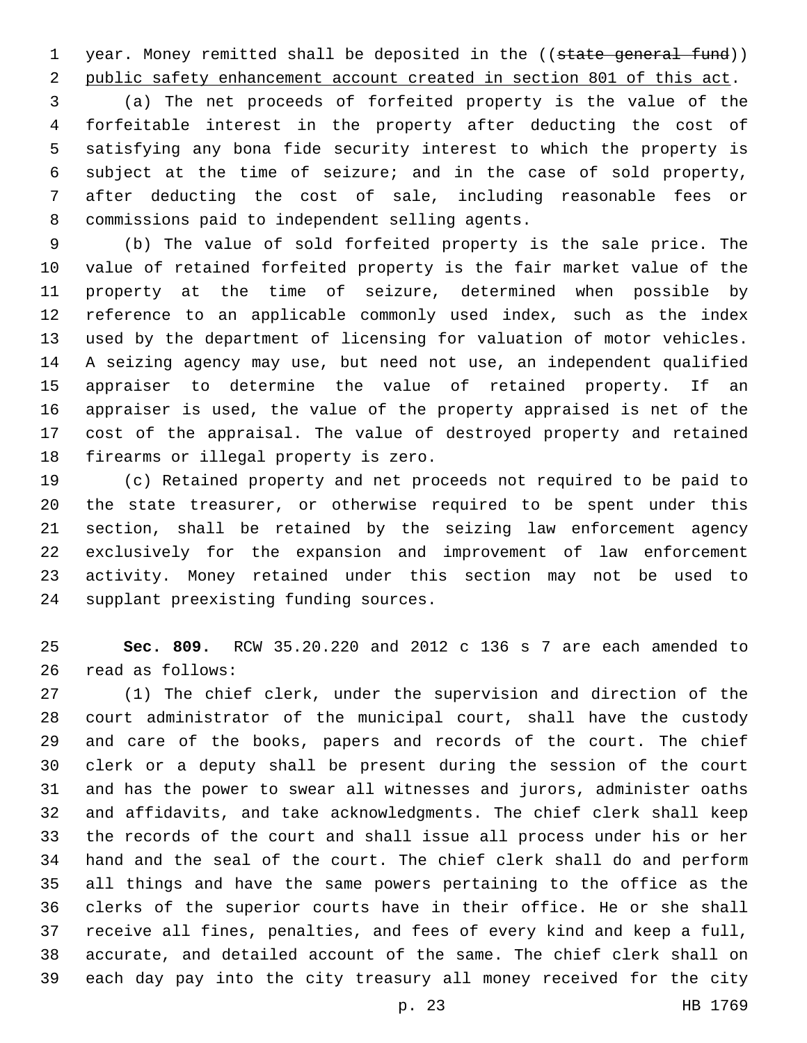year. Money remitted shall be deposited in the ((~~state general fund~~)) public safety enhancement account created in section 801 of this act.

(a) The net proceeds of forfeited property is the value of the forfeitable interest in the property after deducting the cost of satisfying any bona fide security interest to which the property is subject at the time of seizure; and in the case of sold property, after deducting the cost of sale, including reasonable fees or commissions paid to independent selling agents.

(b) The value of sold forfeited property is the sale price. The value of retained forfeited property is the fair market value of the property at the time of seizure, determined when possible by reference to an applicable commonly used index, such as the index used by the department of licensing for valuation of motor vehicles. A seizing agency may use, but need not use, an independent qualified appraiser to determine the value of retained property. If an appraiser is used, the value of the property appraised is net of the cost of the appraisal. The value of destroyed property and retained firearms or illegal property is zero.

(c) Retained property and net proceeds not required to be paid to the state treasurer, or otherwise required to be spent under this section, shall be retained by the seizing law enforcement agency exclusively for the expansion and improvement of law enforcement activity. Money retained under this section may not be used to supplant preexisting funding sources.

**Sec. 809.** RCW 35.20.220 and 2012 c 136 s 7 are each amended to read as follows:

(1) The chief clerk, under the supervision and direction of the court administrator of the municipal court, shall have the custody and care of the books, papers and records of the court. The chief clerk or a deputy shall be present during the session of the court and has the power to swear all witnesses and jurors, administer oaths and affidavits, and take acknowledgments. The chief clerk shall keep the records of the court and shall issue all process under his or her hand and the seal of the court. The chief clerk shall do and perform all things and have the same powers pertaining to the office as the clerks of the superior courts have in their office. He or she shall receive all fines, penalties, and fees of every kind and keep a full, accurate, and detailed account of the same. The chief clerk shall on each day pay into the city treasury all money received for the city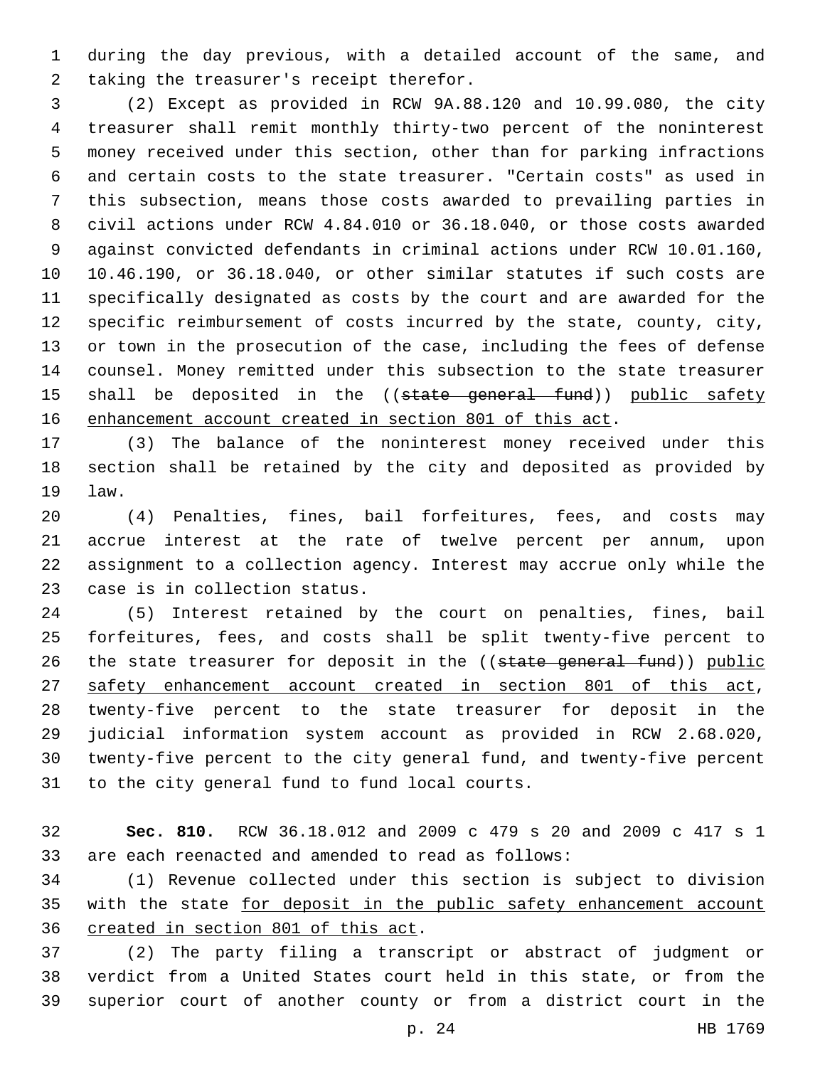during the day previous, with a detailed account of the same, and taking the treasurer's receipt therefor.

(2) Except as provided in RCW 9A.88.120 and 10.99.080, the city treasurer shall remit monthly thirty-two percent of the noninterest money received under this section, other than for parking infractions and certain costs to the state treasurer. "Certain costs" as used in this subsection, means those costs awarded to prevailing parties in civil actions under RCW 4.84.010 or 36.18.040, or those costs awarded against convicted defendants in criminal actions under RCW 10.01.160, 10.46.190, or 36.18.040, or other similar statutes if such costs are specifically designated as costs by the court and are awarded for the specific reimbursement of costs incurred by the state, county, city, or town in the prosecution of the case, including the fees of defense counsel. Money remitted under this subsection to the state treasurer shall be deposited in the ((~~state general fund~~)) <u>public safety enhancement account created in section 801 of this act</u>.

(3) The balance of the noninterest money received under this section shall be retained by the city and deposited as provided by law.

(4) Penalties, fines, bail forfeitures, fees, and costs may accrue interest at the rate of twelve percent per annum, upon assignment to a collection agency. Interest may accrue only while the case is in collection status.

(5) Interest retained by the court on penalties, fines, bail forfeitures, fees, and costs shall be split twenty-five percent to the state treasurer for deposit in the ((~~state general fund~~)) <u>public safety enhancement account created in section 801 of this act</u>, twenty-five percent to the state treasurer for deposit in the judicial information system account as provided in RCW 2.68.020, twenty-five percent to the city general fund, and twenty-five percent to the city general fund to fund local courts.

**Sec. 810.** RCW 36.18.012 and 2009 c 479 s 20 and 2009 c 417 s 1 are each reenacted and amended to read as follows:

(1) Revenue collected under this section is subject to division with the state <u>for deposit in the public safety enhancement account created in section 801 of this act</u>.

(2) The party filing a transcript or abstract of judgment or verdict from a United States court held in this state, or from the superior court of another county or from a district court in the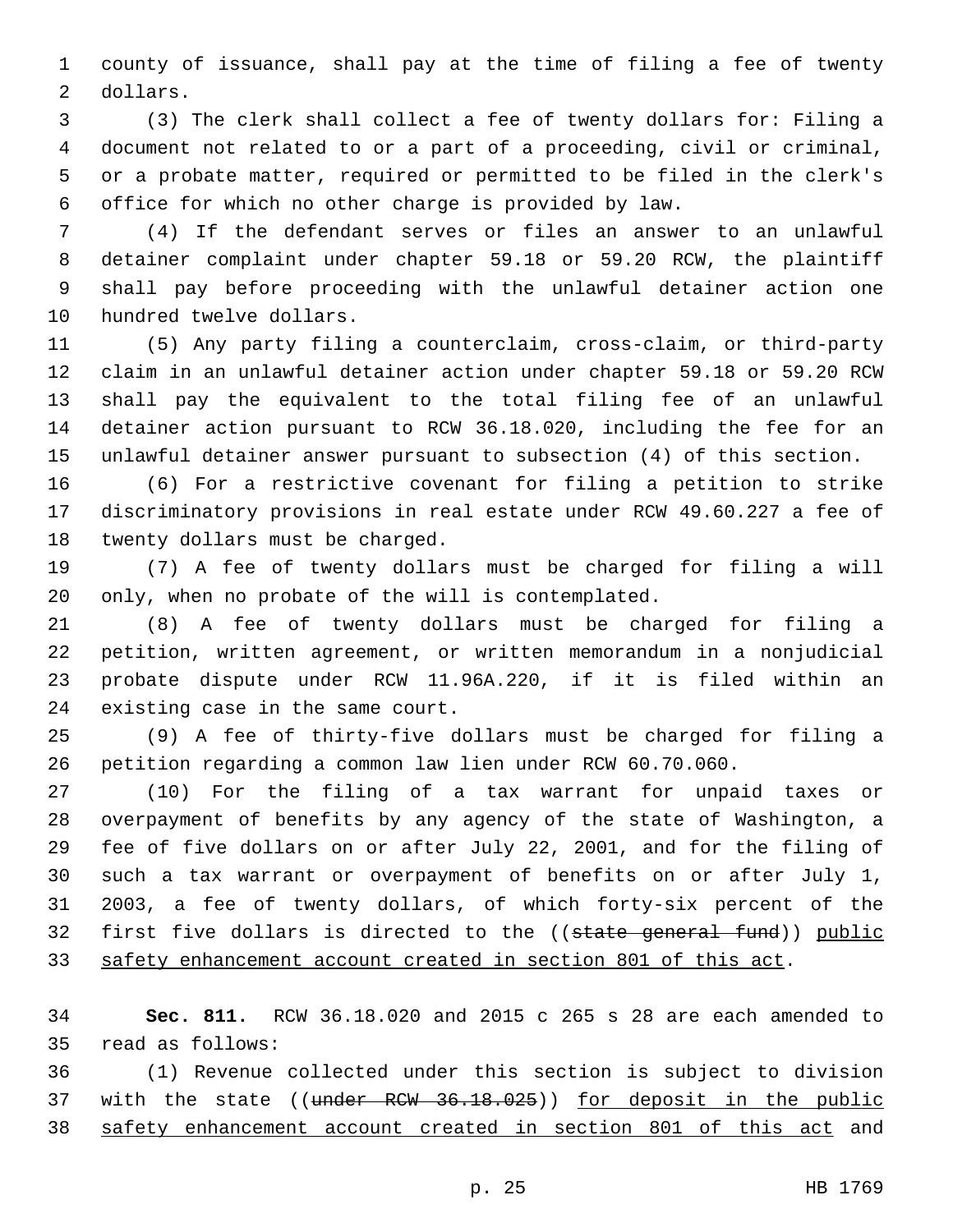county of issuance, shall pay at the time of filing a fee of twenty dollars.

(3) The clerk shall collect a fee of twenty dollars for: Filing a document not related to or a part of a proceeding, civil or criminal, or a probate matter, required or permitted to be filed in the clerk's office for which no other charge is provided by law.

(4) If the defendant serves or files an answer to an unlawful detainer complaint under chapter 59.18 or 59.20 RCW, the plaintiff shall pay before proceeding with the unlawful detainer action one hundred twelve dollars.

(5) Any party filing a counterclaim, cross-claim, or third-party claim in an unlawful detainer action under chapter 59.18 or 59.20 RCW shall pay the equivalent to the total filing fee of an unlawful detainer action pursuant to RCW 36.18.020, including the fee for an unlawful detainer answer pursuant to subsection (4) of this section.

(6) For a restrictive covenant for filing a petition to strike discriminatory provisions in real estate under RCW 49.60.227 a fee of twenty dollars must be charged.

(7) A fee of twenty dollars must be charged for filing a will only, when no probate of the will is contemplated.

(8) A fee of twenty dollars must be charged for filing a petition, written agreement, or written memorandum in a nonjudicial probate dispute under RCW 11.96A.220, if it is filed within an existing case in the same court.

(9) A fee of thirty-five dollars must be charged for filing a petition regarding a common law lien under RCW 60.70.060.

(10) For the filing of a tax warrant for unpaid taxes or overpayment of benefits by any agency of the state of Washington, a fee of five dollars on or after July 22, 2001, and for the filing of such a tax warrant or overpayment of benefits on or after July 1, 2003, a fee of twenty dollars, of which forty-six percent of the first five dollars is directed to the ((~~state general fund~~)) <u>public safety enhancement account created in section 801 of this act</u>.

**Sec. 811.** RCW 36.18.020 and 2015 c 265 s 28 are each amended to read as follows:

(1) Revenue collected under this section is subject to division with the state ((~~under RCW 36.18.025~~)) <u>for deposit in the public safety enhancement account created in section 801 of this act</u> and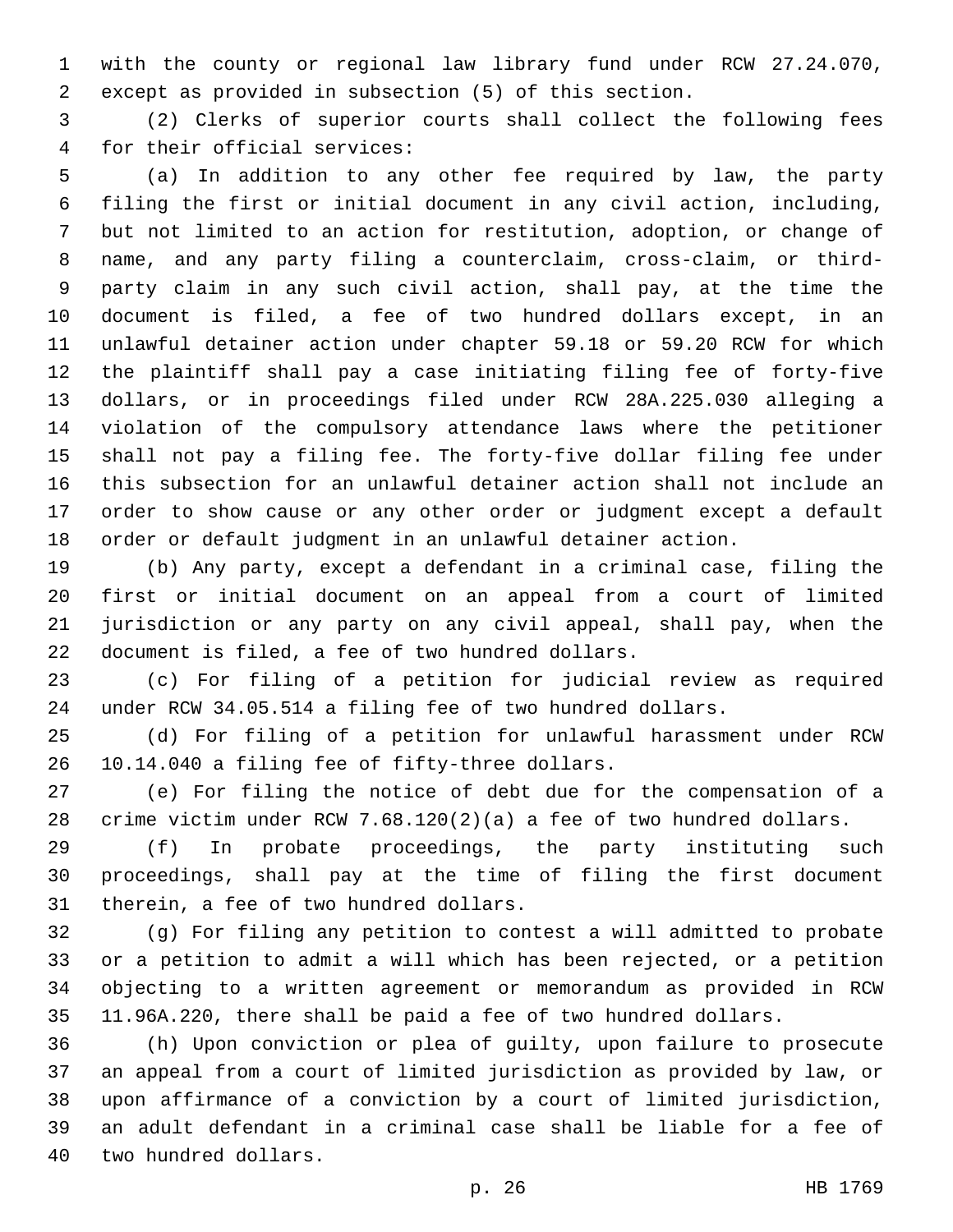with the county or regional law library fund under RCW 27.24.070, except as provided in subsection (5) of this section.

(2) Clerks of superior courts shall collect the following fees for their official services:

(a) In addition to any other fee required by law, the party filing the first or initial document in any civil action, including, but not limited to an action for restitution, adoption, or change of name, and any party filing a counterclaim, cross-claim, or third-party claim in any such civil action, shall pay, at the time the document is filed, a fee of two hundred dollars except, in an unlawful detainer action under chapter 59.18 or 59.20 RCW for which the plaintiff shall pay a case initiating filing fee of forty-five dollars, or in proceedings filed under RCW 28A.225.030 alleging a violation of the compulsory attendance laws where the petitioner shall not pay a filing fee. The forty-five dollar filing fee under this subsection for an unlawful detainer action shall not include an order to show cause or any other order or judgment except a default order or default judgment in an unlawful detainer action.

(b) Any party, except a defendant in a criminal case, filing the first or initial document on an appeal from a court of limited jurisdiction or any party on any civil appeal, shall pay, when the document is filed, a fee of two hundred dollars.

(c) For filing of a petition for judicial review as required under RCW 34.05.514 a filing fee of two hundred dollars.

(d) For filing of a petition for unlawful harassment under RCW 10.14.040 a filing fee of fifty-three dollars.

(e) For filing the notice of debt due for the compensation of a crime victim under RCW 7.68.120(2)(a) a fee of two hundred dollars.

(f) In probate proceedings, the party instituting such proceedings, shall pay at the time of filing the first document therein, a fee of two hundred dollars.

(g) For filing any petition to contest a will admitted to probate or a petition to admit a will which has been rejected, or a petition objecting to a written agreement or memorandum as provided in RCW 11.96A.220, there shall be paid a fee of two hundred dollars.

(h) Upon conviction or plea of guilty, upon failure to prosecute an appeal from a court of limited jurisdiction as provided by law, or upon affirmance of a conviction by a court of limited jurisdiction, an adult defendant in a criminal case shall be liable for a fee of two hundred dollars.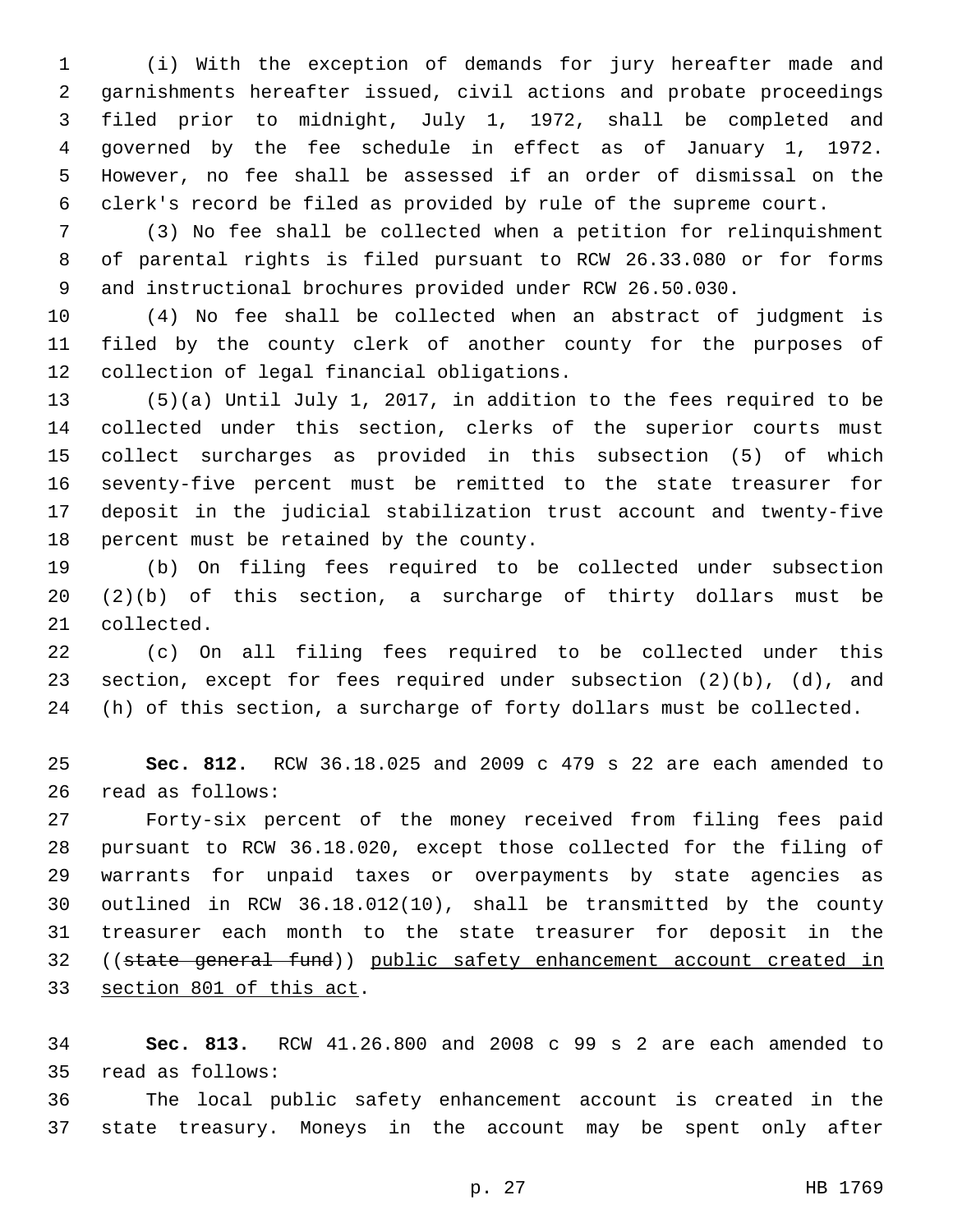(i) With the exception of demands for jury hereafter made and garnishments hereafter issued, civil actions and probate proceedings filed prior to midnight, July 1, 1972, shall be completed and governed by the fee schedule in effect as of January 1, 1972. However, no fee shall be assessed if an order of dismissal on the clerk's record be filed as provided by rule of the supreme court.

(3) No fee shall be collected when a petition for relinquishment of parental rights is filed pursuant to RCW 26.33.080 or for forms and instructional brochures provided under RCW 26.50.030.

(4) No fee shall be collected when an abstract of judgment is filed by the county clerk of another county for the purposes of collection of legal financial obligations.

(5)(a) Until July 1, 2017, in addition to the fees required to be collected under this section, clerks of the superior courts must collect surcharges as provided in this subsection (5) of which seventy-five percent must be remitted to the state treasurer for deposit in the judicial stabilization trust account and twenty-five percent must be retained by the county.

(b) On filing fees required to be collected under subsection (2)(b) of this section, a surcharge of thirty dollars must be collected.

(c) On all filing fees required to be collected under this section, except for fees required under subsection (2)(b), (d), and (h) of this section, a surcharge of forty dollars must be collected.

**Sec. 812.** RCW 36.18.025 and 2009 c 479 s 22 are each amended to read as follows:

Forty-six percent of the money received from filing fees paid pursuant to RCW 36.18.020, except those collected for the filing of warrants for unpaid taxes or overpayments by state agencies as outlined in RCW 36.18.012(10), shall be transmitted by the county treasurer each month to the state treasurer for deposit in the ((~~state general fund~~)) <u>public safety enhancement account created in section 801 of this act</u>.

**Sec. 813.** RCW 41.26.800 and 2008 c 99 s 2 are each amended to read as follows:

The local public safety enhancement account is created in the state treasury. Moneys in the account may be spent only after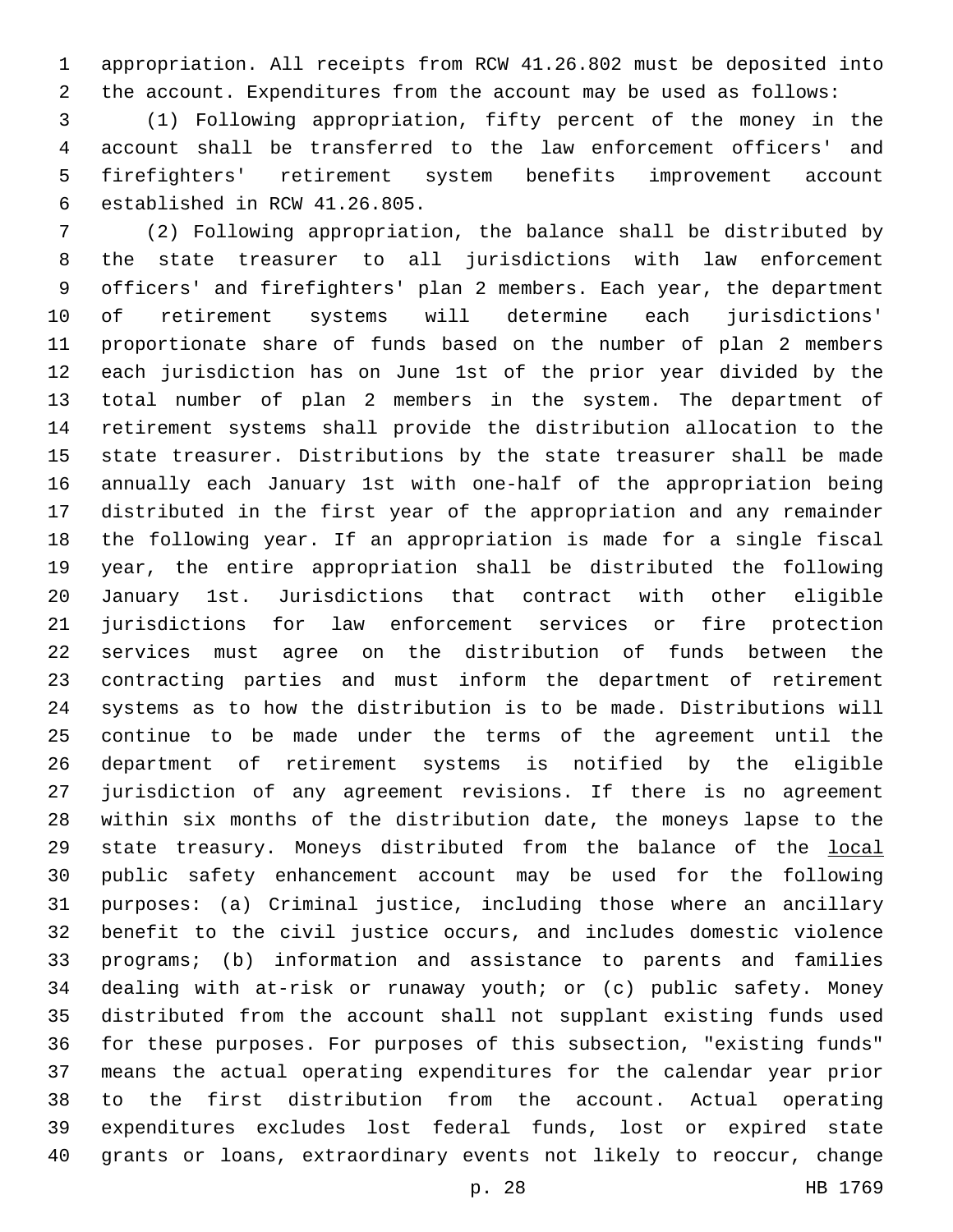appropriation. All receipts from RCW 41.26.802 must be deposited into the account. Expenditures from the account may be used as follows:

(1) Following appropriation, fifty percent of the money in the account shall be transferred to the law enforcement officers' and firefighters' retirement system benefits improvement account established in RCW 41.26.805.

(2) Following appropriation, the balance shall be distributed by the state treasurer to all jurisdictions with law enforcement officers' and firefighters' plan 2 members. Each year, the department of retirement systems will determine each jurisdictions' proportionate share of funds based on the number of plan 2 members each jurisdiction has on June 1st of the prior year divided by the total number of plan 2 members in the system. The department of retirement systems shall provide the distribution allocation to the state treasurer. Distributions by the state treasurer shall be made annually each January 1st with one-half of the appropriation being distributed in the first year of the appropriation and any remainder the following year. If an appropriation is made for a single fiscal year, the entire appropriation shall be distributed the following January 1st. Jurisdictions that contract with other eligible jurisdictions for law enforcement services or fire protection services must agree on the distribution of funds between the contracting parties and must inform the department of retirement systems as to how the distribution is to be made. Distributions will continue to be made under the terms of the agreement until the department of retirement systems is notified by the eligible jurisdiction of any agreement revisions. If there is no agreement within six months of the distribution date, the moneys lapse to the state treasury. Moneys distributed from the balance of the <u>local</u> public safety enhancement account may be used for the following purposes: (a) Criminal justice, including those where an ancillary benefit to the civil justice occurs, and includes domestic violence programs; (b) information and assistance to parents and families dealing with at-risk or runaway youth; or (c) public safety. Money distributed from the account shall not supplant existing funds used for these purposes. For purposes of this subsection, "existing funds" means the actual operating expenditures for the calendar year prior to the first distribution from the account. Actual operating expenditures excludes lost federal funds, lost or expired state grants or loans, extraordinary events not likely to reoccur, change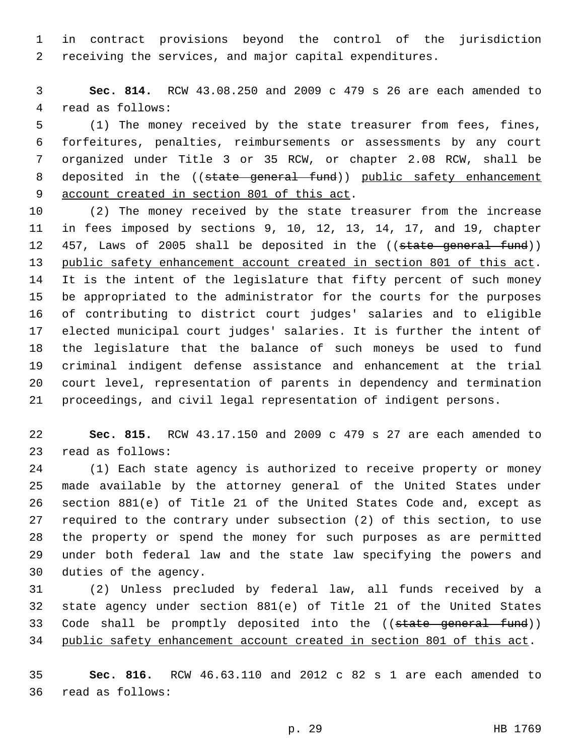in contract provisions beyond the control of the jurisdiction receiving the services, and major capital expenditures.

**Sec. 814.** RCW 43.08.250 and 2009 c 479 s 26 are each amended to read as follows:

(1) The money received by the state treasurer from fees, fines, forfeitures, penalties, reimbursements or assessments by any court organized under Title 3 or 35 RCW, or chapter 2.08 RCW, shall be deposited in the ((~~state general fund~~)) <u>public safety enhancement account created in section 801 of this act</u>.

(2) The money received by the state treasurer from the increase in fees imposed by sections 9, 10, 12, 13, 14, 17, and 19, chapter 457, Laws of 2005 shall be deposited in the ((~~state general fund~~)) <u>public safety enhancement account created in section 801 of this act</u>. It is the intent of the legislature that fifty percent of such money be appropriated to the administrator for the courts for the purposes of contributing to district court judges' salaries and to eligible elected municipal court judges' salaries. It is further the intent of the legislature that the balance of such moneys be used to fund criminal indigent defense assistance and enhancement at the trial court level, representation of parents in dependency and termination proceedings, and civil legal representation of indigent persons.

**Sec. 815.** RCW 43.17.150 and 2009 c 479 s 27 are each amended to read as follows:

(1) Each state agency is authorized to receive property or money made available by the attorney general of the United States under section 881(e) of Title 21 of the United States Code and, except as required to the contrary under subsection (2) of this section, to use the property or spend the money for such purposes as are permitted under both federal law and the state law specifying the powers and duties of the agency.

(2) Unless precluded by federal law, all funds received by a state agency under section 881(e) of Title 21 of the United States Code shall be promptly deposited into the ((~~state general fund~~)) <u>public safety enhancement account created in section 801 of this act</u>.

**Sec. 816.** RCW 46.63.110 and 2012 c 82 s 1 are each amended to read as follows: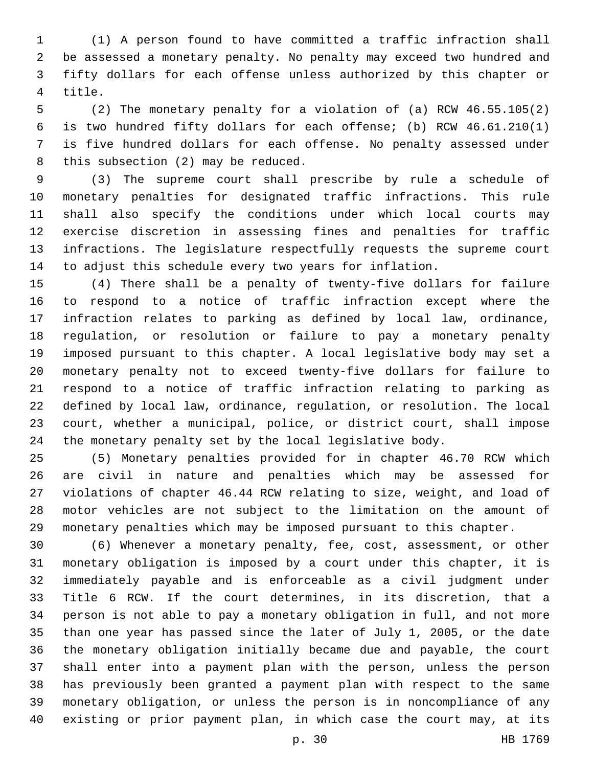(1) A person found to have committed a traffic infraction shall be assessed a monetary penalty. No penalty may exceed two hundred and fifty dollars for each offense unless authorized by this chapter or title.

(2) The monetary penalty for a violation of (a) RCW 46.55.105(2) is two hundred fifty dollars for each offense; (b) RCW 46.61.210(1) is five hundred dollars for each offense. No penalty assessed under this subsection (2) may be reduced.

(3) The supreme court shall prescribe by rule a schedule of monetary penalties for designated traffic infractions. This rule shall also specify the conditions under which local courts may exercise discretion in assessing fines and penalties for traffic infractions. The legislature respectfully requests the supreme court to adjust this schedule every two years for inflation.

(4) There shall be a penalty of twenty-five dollars for failure to respond to a notice of traffic infraction except where the infraction relates to parking as defined by local law, ordinance, regulation, or resolution or failure to pay a monetary penalty imposed pursuant to this chapter. A local legislative body may set a monetary penalty not to exceed twenty-five dollars for failure to respond to a notice of traffic infraction relating to parking as defined by local law, ordinance, regulation, or resolution. The local court, whether a municipal, police, or district court, shall impose the monetary penalty set by the local legislative body.

(5) Monetary penalties provided for in chapter 46.70 RCW which are civil in nature and penalties which may be assessed for violations of chapter 46.44 RCW relating to size, weight, and load of motor vehicles are not subject to the limitation on the amount of monetary penalties which may be imposed pursuant to this chapter.

(6) Whenever a monetary penalty, fee, cost, assessment, or other monetary obligation is imposed by a court under this chapter, it is immediately payable and is enforceable as a civil judgment under Title 6 RCW. If the court determines, in its discretion, that a person is not able to pay a monetary obligation in full, and not more than one year has passed since the later of July 1, 2005, or the date the monetary obligation initially became due and payable, the court shall enter into a payment plan with the person, unless the person has previously been granted a payment plan with respect to the same monetary obligation, or unless the person is in noncompliance of any existing or prior payment plan, in which case the court may, at its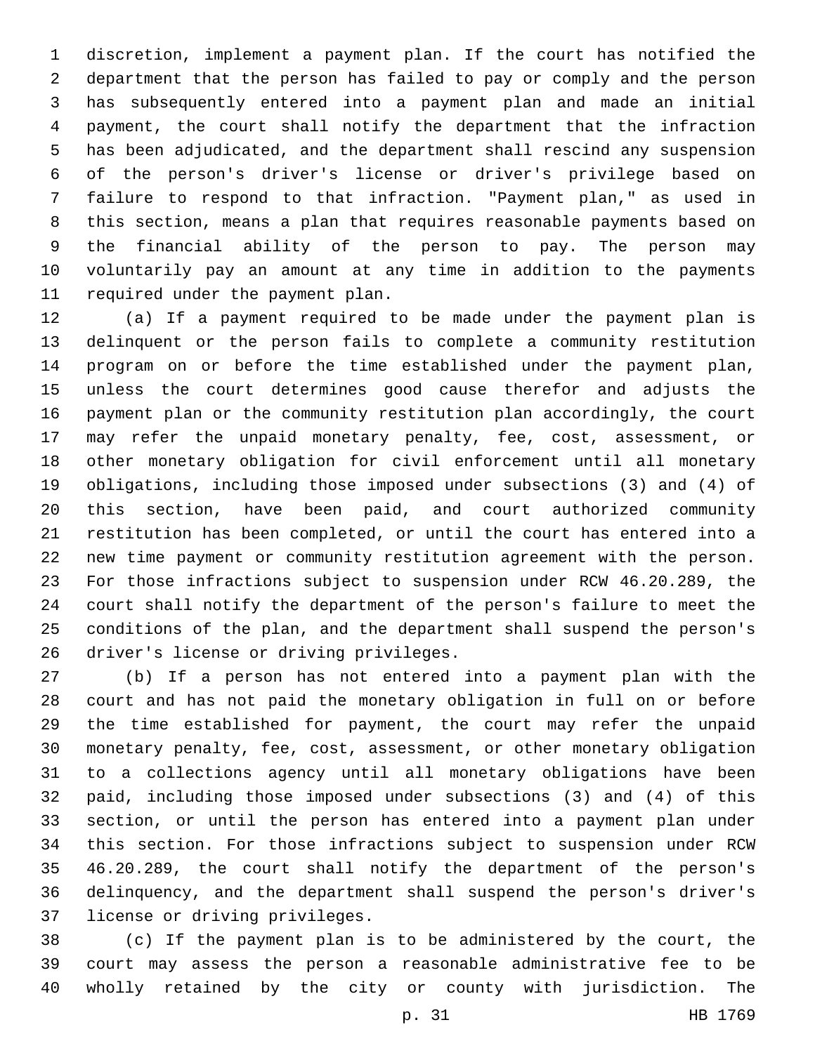discretion, implement a payment plan. If the court has notified the department that the person has failed to pay or comply and the person has subsequently entered into a payment plan and made an initial payment, the court shall notify the department that the infraction has been adjudicated, and the department shall rescind any suspension of the person's driver's license or driver's privilege based on failure to respond to that infraction. "Payment plan," as used in this section, means a plan that requires reasonable payments based on the financial ability of the person to pay. The person may voluntarily pay an amount at any time in addition to the payments required under the payment plan.

(a) If a payment required to be made under the payment plan is delinquent or the person fails to complete a community restitution program on or before the time established under the payment plan, unless the court determines good cause therefor and adjusts the payment plan or the community restitution plan accordingly, the court may refer the unpaid monetary penalty, fee, cost, assessment, or other monetary obligation for civil enforcement until all monetary obligations, including those imposed under subsections (3) and (4) of this section, have been paid, and court authorized community restitution has been completed, or until the court has entered into a new time payment or community restitution agreement with the person. For those infractions subject to suspension under RCW 46.20.289, the court shall notify the department of the person's failure to meet the conditions of the plan, and the department shall suspend the person's driver's license or driving privileges.

(b) If a person has not entered into a payment plan with the court and has not paid the monetary obligation in full on or before the time established for payment, the court may refer the unpaid monetary penalty, fee, cost, assessment, or other monetary obligation to a collections agency until all monetary obligations have been paid, including those imposed under subsections (3) and (4) of this section, or until the person has entered into a payment plan under this section. For those infractions subject to suspension under RCW 46.20.289, the court shall notify the department of the person's delinquency, and the department shall suspend the person's driver's license or driving privileges.

(c) If the payment plan is to be administered by the court, the court may assess the person a reasonable administrative fee to be wholly retained by the city or county with jurisdiction. The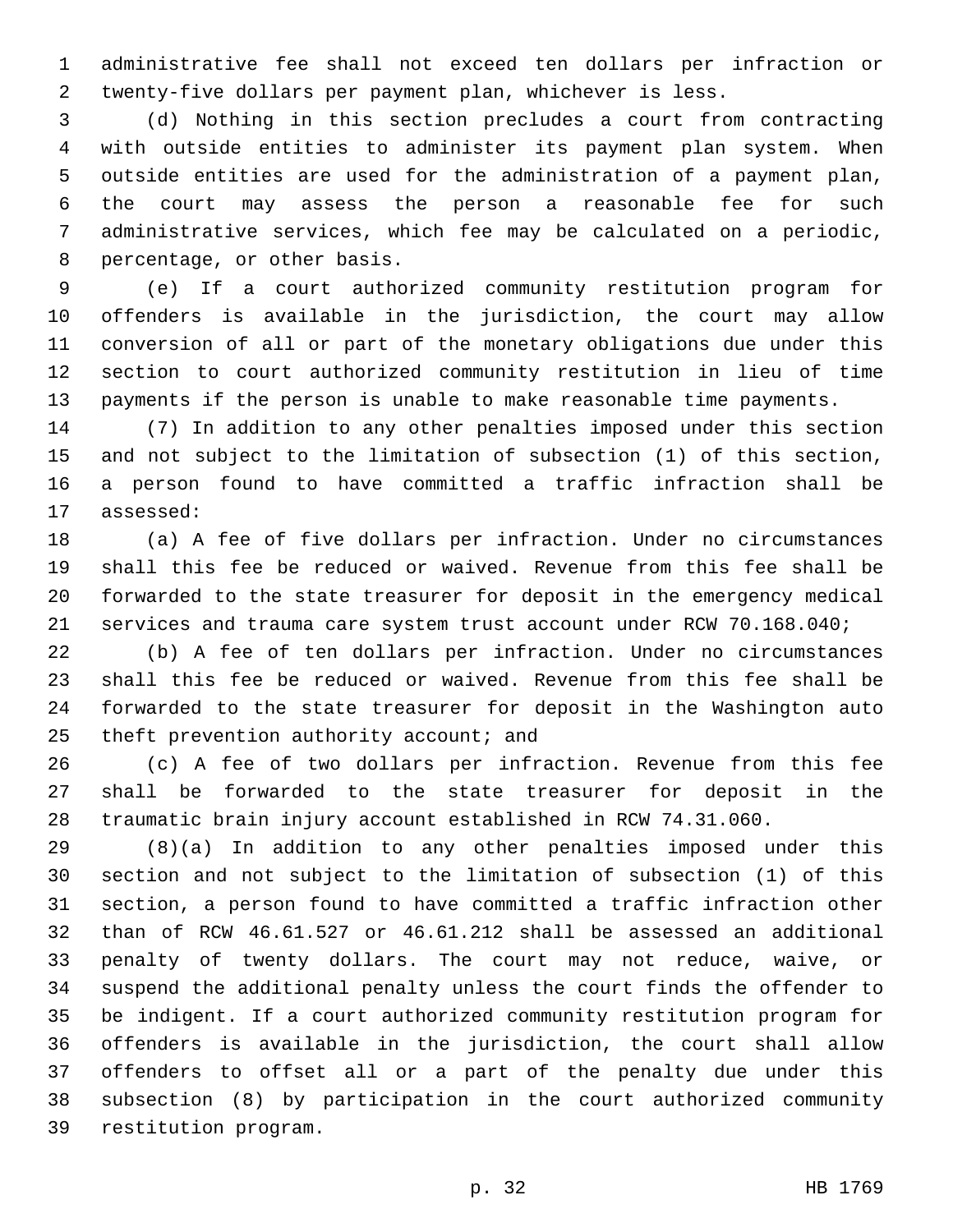administrative fee shall not exceed ten dollars per infraction or twenty-five dollars per payment plan, whichever is less.

(d) Nothing in this section precludes a court from contracting with outside entities to administer its payment plan system. When outside entities are used for the administration of a payment plan, the court may assess the person a reasonable fee for such administrative services, which fee may be calculated on a periodic, percentage, or other basis.

(e) If a court authorized community restitution program for offenders is available in the jurisdiction, the court may allow conversion of all or part of the monetary obligations due under this section to court authorized community restitution in lieu of time payments if the person is unable to make reasonable time payments.

(7) In addition to any other penalties imposed under this section and not subject to the limitation of subsection (1) of this section, a person found to have committed a traffic infraction shall be assessed:

(a) A fee of five dollars per infraction. Under no circumstances shall this fee be reduced or waived. Revenue from this fee shall be forwarded to the state treasurer for deposit in the emergency medical services and trauma care system trust account under RCW 70.168.040;

(b) A fee of ten dollars per infraction. Under no circumstances shall this fee be reduced or waived. Revenue from this fee shall be forwarded to the state treasurer for deposit in the Washington auto theft prevention authority account; and

(c) A fee of two dollars per infraction. Revenue from this fee shall be forwarded to the state treasurer for deposit in the traumatic brain injury account established in RCW 74.31.060.

(8)(a) In addition to any other penalties imposed under this section and not subject to the limitation of subsection (1) of this section, a person found to have committed a traffic infraction other than of RCW 46.61.527 or 46.61.212 shall be assessed an additional penalty of twenty dollars. The court may not reduce, waive, or suspend the additional penalty unless the court finds the offender to be indigent. If a court authorized community restitution program for offenders is available in the jurisdiction, the court shall allow offenders to offset all or a part of the penalty due under this subsection (8) by participation in the court authorized community restitution program.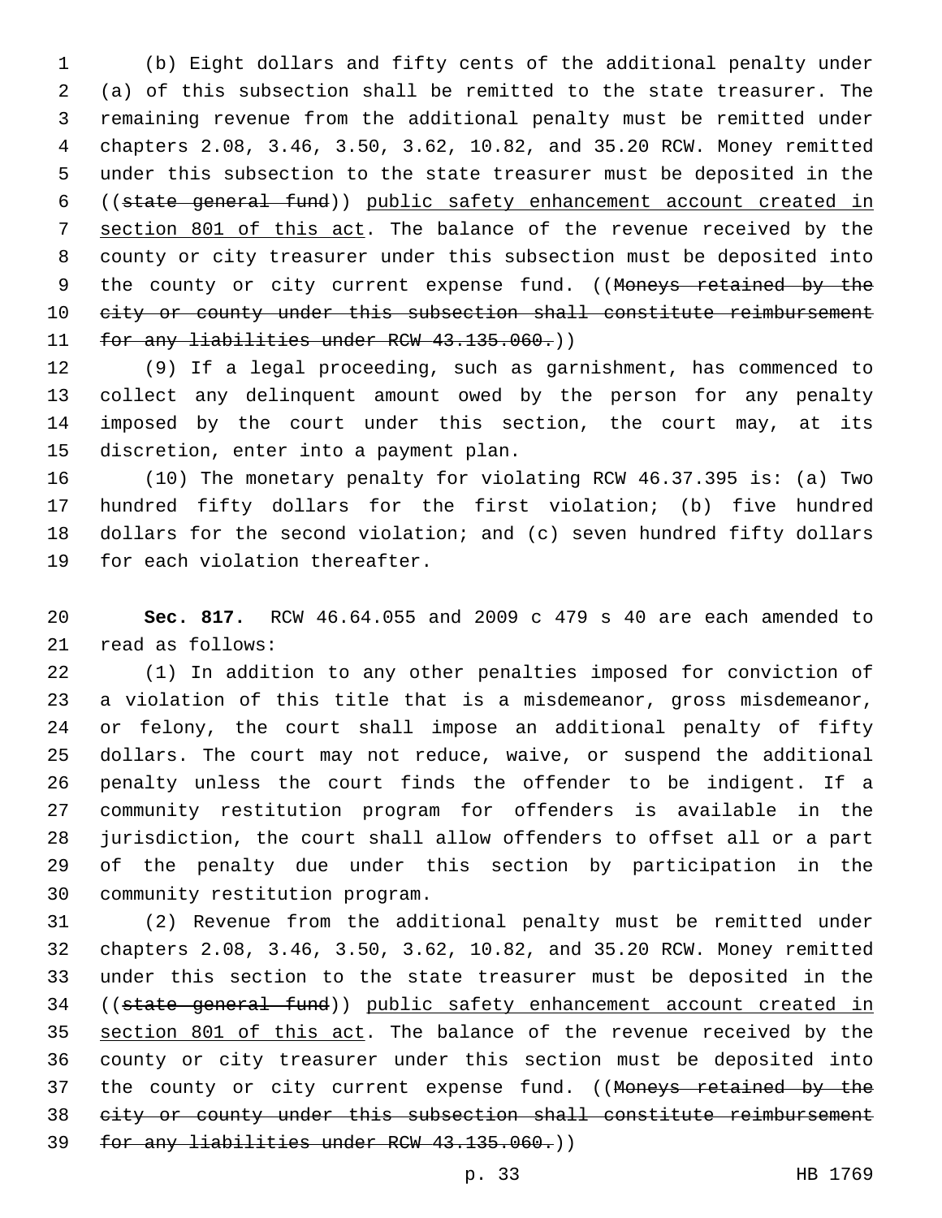(b) Eight dollars and fifty cents of the additional penalty under (a) of this subsection shall be remitted to the state treasurer. The remaining revenue from the additional penalty must be remitted under chapters 2.08, 3.46, 3.50, 3.62, 10.82, and 35.20 RCW. Money remitted under this subsection to the state treasurer must be deposited in the ((~~state general fund~~)) <u>public safety enhancement account created in section 801 of this act</u>. The balance of the revenue received by the county or city treasurer under this subsection must be deposited into the county or city current expense fund. ((~~Moneys retained by the city or county under this subsection shall constitute reimbursement for any liabilities under RCW 43.135.060.~~))

(9) If a legal proceeding, such as garnishment, has commenced to collect any delinquent amount owed by the person for any penalty imposed by the court under this section, the court may, at its discretion, enter into a payment plan.

(10) The monetary penalty for violating RCW 46.37.395 is: (a) Two hundred fifty dollars for the first violation; (b) five hundred dollars for the second violation; and (c) seven hundred fifty dollars for each violation thereafter.

**Sec. 817.** RCW 46.64.055 and 2009 c 479 s 40 are each amended to read as follows:

(1) In addition to any other penalties imposed for conviction of a violation of this title that is a misdemeanor, gross misdemeanor, or felony, the court shall impose an additional penalty of fifty dollars. The court may not reduce, waive, or suspend the additional penalty unless the court finds the offender to be indigent. If a community restitution program for offenders is available in the jurisdiction, the court shall allow offenders to offset all or a part of the penalty due under this section by participation in the community restitution program.

(2) Revenue from the additional penalty must be remitted under chapters 2.08, 3.46, 3.50, 3.62, 10.82, and 35.20 RCW. Money remitted under this section to the state treasurer must be deposited in the ((~~state general fund~~)) <u>public safety enhancement account created in section 801 of this act</u>. The balance of the revenue received by the county or city treasurer under this section must be deposited into the county or city current expense fund. ((~~Moneys retained by the city or county under this subsection shall constitute reimbursement for any liabilities under RCW 43.135.060.~~))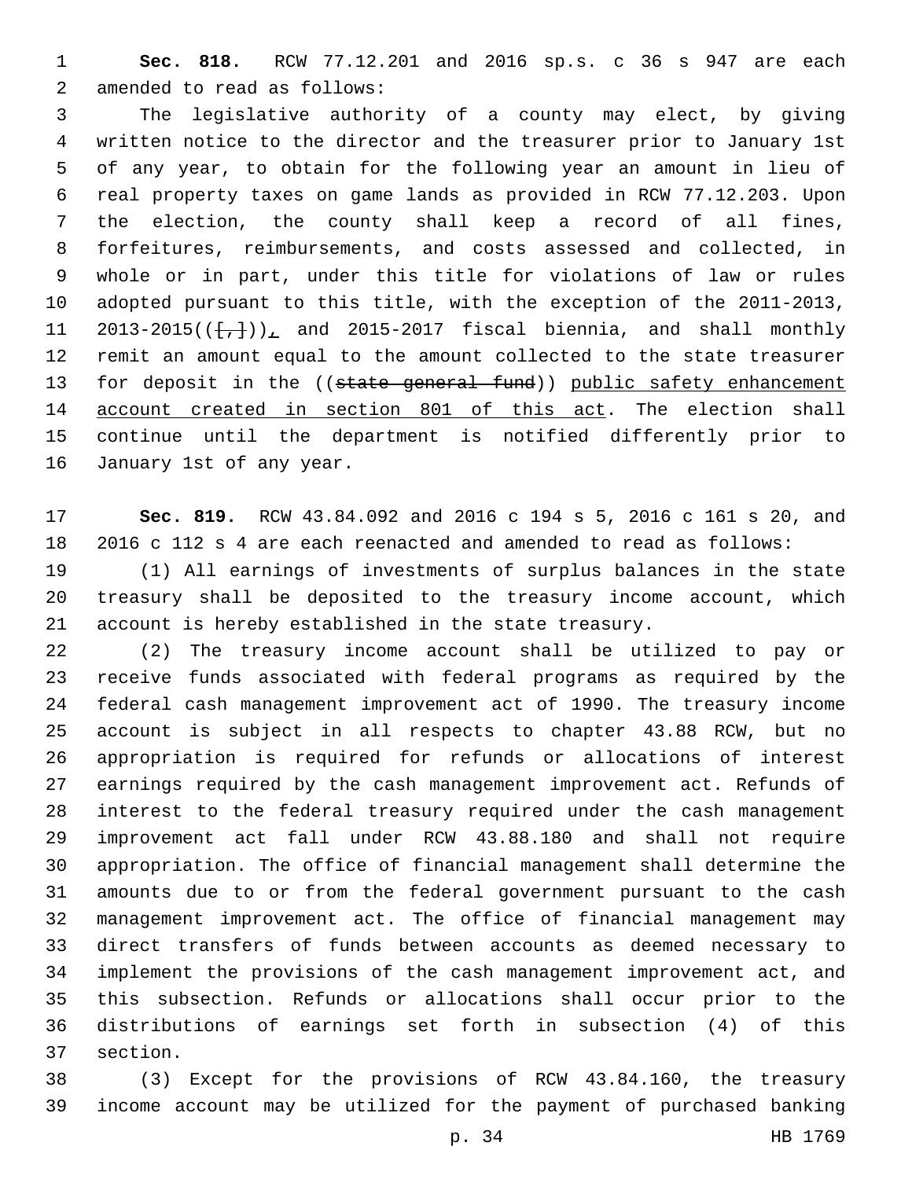**Sec. 818.** RCW 77.12.201 and 2016 sp.s. c 36 s 947 are each amended to read as follows:

The legislative authority of a county may elect, by giving written notice to the director and the treasurer prior to January 1st of any year, to obtain for the following year an amount in lieu of real property taxes on game lands as provided in RCW 77.12.203. Upon the election, the county shall keep a record of all fines, forfeitures, reimbursements, and costs assessed and collected, in whole or in part, under this title for violations of law or rules adopted pursuant to this title, with the exception of the 2011-2013, 2013-2015(([,])), and 2015-2017 fiscal biennia, and shall monthly remit an amount equal to the amount collected to the state treasurer for deposit in the ((~~state general fund~~)) public safety enhancement account created in section 801 of this act. The election shall continue until the department is notified differently prior to January 1st of any year.

**Sec. 819.** RCW 43.84.092 and 2016 c 194 s 5, 2016 c 161 s 20, and 2016 c 112 s 4 are each reenacted and amended to read as follows:

(1) All earnings of investments of surplus balances in the state treasury shall be deposited to the treasury income account, which account is hereby established in the state treasury.

(2) The treasury income account shall be utilized to pay or receive funds associated with federal programs as required by the federal cash management improvement act of 1990. The treasury income account is subject in all respects to chapter 43.88 RCW, but no appropriation is required for refunds or allocations of interest earnings required by the cash management improvement act. Refunds of interest to the federal treasury required under the cash management improvement act fall under RCW 43.88.180 and shall not require appropriation. The office of financial management shall determine the amounts due to or from the federal government pursuant to the cash management improvement act. The office of financial management may direct transfers of funds between accounts as deemed necessary to implement the provisions of the cash management improvement act, and this subsection. Refunds or allocations shall occur prior to the distributions of earnings set forth in subsection (4) of this section.

(3) Except for the provisions of RCW 43.84.160, the treasury income account may be utilized for the payment of purchased banking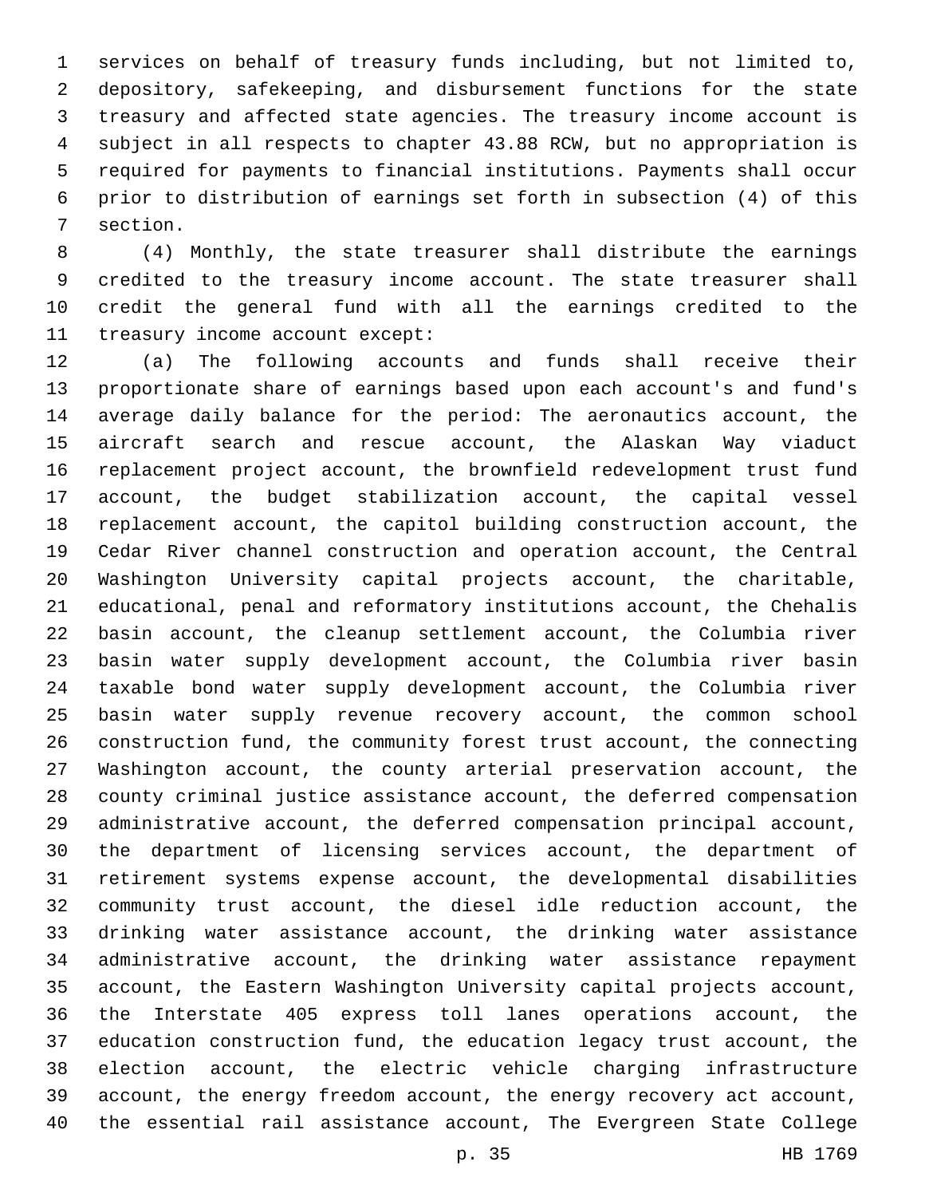services on behalf of treasury funds including, but not limited to, depository, safekeeping, and disbursement functions for the state treasury and affected state agencies. The treasury income account is subject in all respects to chapter 43.88 RCW, but no appropriation is required for payments to financial institutions. Payments shall occur prior to distribution of earnings set forth in subsection (4) of this section.

(4) Monthly, the state treasurer shall distribute the earnings credited to the treasury income account. The state treasurer shall credit the general fund with all the earnings credited to the treasury income account except:

(a) The following accounts and funds shall receive their proportionate share of earnings based upon each account's and fund's average daily balance for the period: The aeronautics account, the aircraft search and rescue account, the Alaskan Way viaduct replacement project account, the brownfield redevelopment trust fund account, the budget stabilization account, the capital vessel replacement account, the capitol building construction account, the Cedar River channel construction and operation account, the Central Washington University capital projects account, the charitable, educational, penal and reformatory institutions account, the Chehalis basin account, the cleanup settlement account, the Columbia river basin water supply development account, the Columbia river basin taxable bond water supply development account, the Columbia river basin water supply revenue recovery account, the common school construction fund, the community forest trust account, the connecting Washington account, the county arterial preservation account, the county criminal justice assistance account, the deferred compensation administrative account, the deferred compensation principal account, the department of licensing services account, the department of retirement systems expense account, the developmental disabilities community trust account, the diesel idle reduction account, the drinking water assistance account, the drinking water assistance administrative account, the drinking water assistance repayment account, the Eastern Washington University capital projects account, the Interstate 405 express toll lanes operations account, the education construction fund, the education legacy trust account, the election account, the electric vehicle charging infrastructure account, the energy freedom account, the energy recovery act account, the essential rail assistance account, The Evergreen State College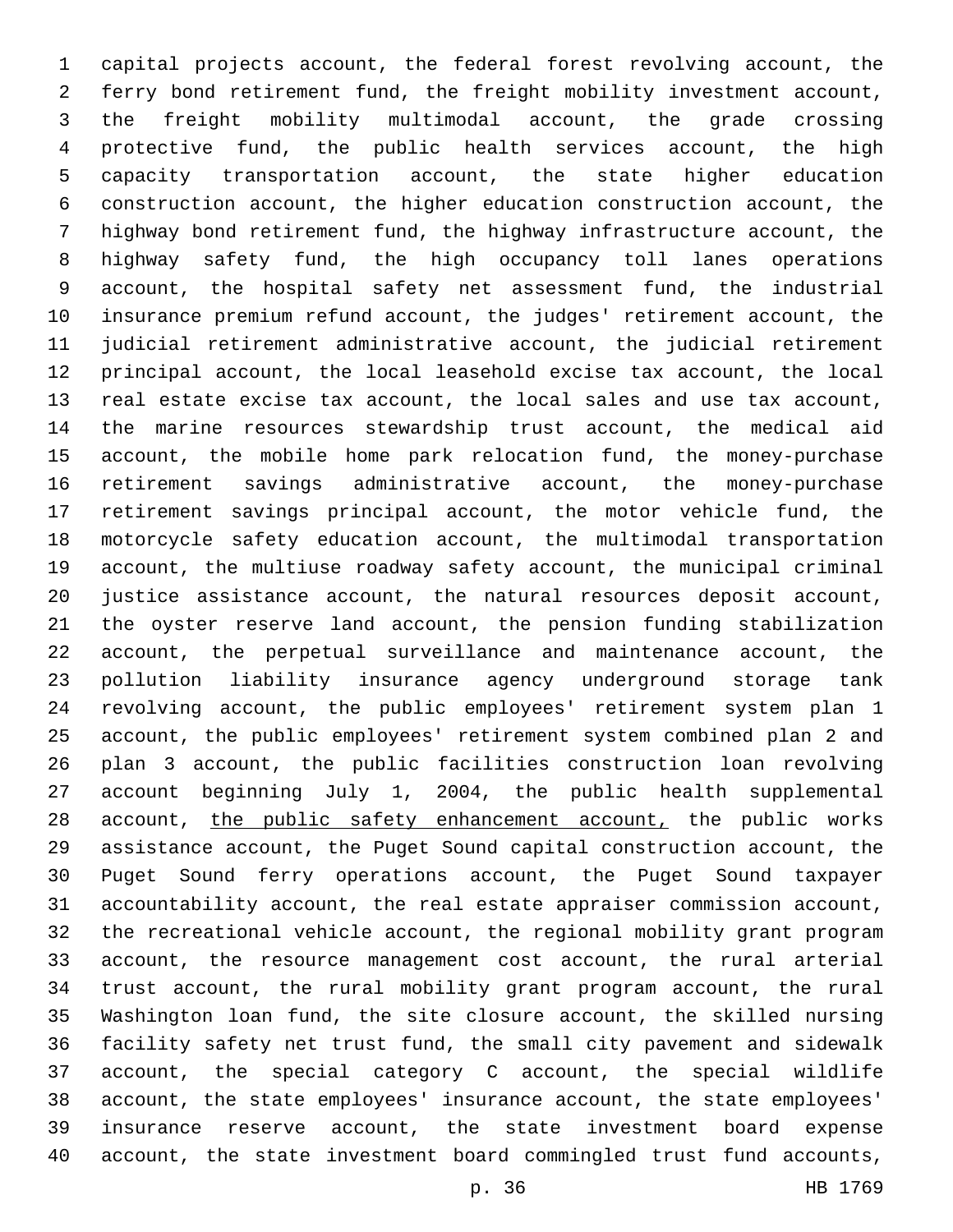capital projects account, the federal forest revolving account, the ferry bond retirement fund, the freight mobility investment account, the freight mobility multimodal account, the grade crossing protective fund, the public health services account, the high capacity transportation account, the state higher education construction account, the higher education construction account, the highway bond retirement fund, the highway infrastructure account, the highway safety fund, the high occupancy toll lanes operations account, the hospital safety net assessment fund, the industrial insurance premium refund account, the judges' retirement account, the judicial retirement administrative account, the judicial retirement principal account, the local leasehold excise tax account, the local real estate excise tax account, the local sales and use tax account, the marine resources stewardship trust account, the medical aid account, the mobile home park relocation fund, the money-purchase retirement savings administrative account, the money-purchase retirement savings principal account, the motor vehicle fund, the motorcycle safety education account, the multimodal transportation account, the multiuse roadway safety account, the municipal criminal justice assistance account, the natural resources deposit account, the oyster reserve land account, the pension funding stabilization account, the perpetual surveillance and maintenance account, the pollution liability insurance agency underground storage tank revolving account, the public employees' retirement system plan 1 account, the public employees' retirement system combined plan 2 and plan 3 account, the public facilities construction loan revolving account beginning July 1, 2004, the public health supplemental account, <u>the public safety enhancement account,</u> the public works assistance account, the Puget Sound capital construction account, the Puget Sound ferry operations account, the Puget Sound taxpayer accountability account, the real estate appraiser commission account, the recreational vehicle account, the regional mobility grant program account, the resource management cost account, the rural arterial trust account, the rural mobility grant program account, the rural Washington loan fund, the site closure account, the skilled nursing facility safety net trust fund, the small city pavement and sidewalk account, the special category C account, the special wildlife account, the state employees' insurance account, the state employees' insurance reserve account, the state investment board expense account, the state investment board commingled trust fund accounts,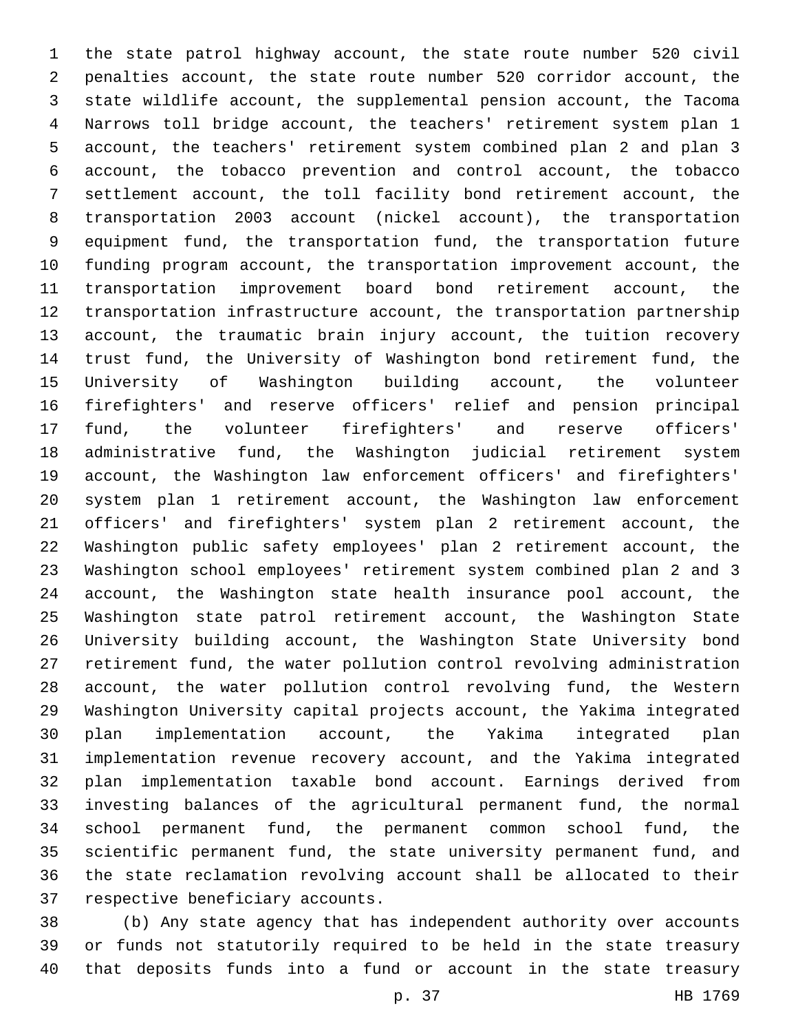the state patrol highway account, the state route number 520 civil penalties account, the state route number 520 corridor account, the state wildlife account, the supplemental pension account, the Tacoma Narrows toll bridge account, the teachers' retirement system plan 1 account, the teachers' retirement system combined plan 2 and plan 3 account, the tobacco prevention and control account, the tobacco settlement account, the toll facility bond retirement account, the transportation 2003 account (nickel account), the transportation equipment fund, the transportation fund, the transportation future funding program account, the transportation improvement account, the transportation improvement board bond retirement account, the transportation infrastructure account, the transportation partnership account, the traumatic brain injury account, the tuition recovery trust fund, the University of Washington bond retirement fund, the University of Washington building account, the volunteer firefighters' and reserve officers' relief and pension principal fund, the volunteer firefighters' and reserve officers' administrative fund, the Washington judicial retirement system account, the Washington law enforcement officers' and firefighters' system plan 1 retirement account, the Washington law enforcement officers' and firefighters' system plan 2 retirement account, the Washington public safety employees' plan 2 retirement account, the Washington school employees' retirement system combined plan 2 and 3 account, the Washington state health insurance pool account, the Washington state patrol retirement account, the Washington State University building account, the Washington State University bond retirement fund, the water pollution control revolving administration account, the water pollution control revolving fund, the Western Washington University capital projects account, the Yakima integrated plan implementation account, the Yakima integrated plan implementation revenue recovery account, and the Yakima integrated plan implementation taxable bond account. Earnings derived from investing balances of the agricultural permanent fund, the normal school permanent fund, the permanent common school fund, the scientific permanent fund, the state university permanent fund, and the state reclamation revolving account shall be allocated to their respective beneficiary accounts.

(b) Any state agency that has independent authority over accounts or funds not statutorily required to be held in the state treasury that deposits funds into a fund or account in the state treasury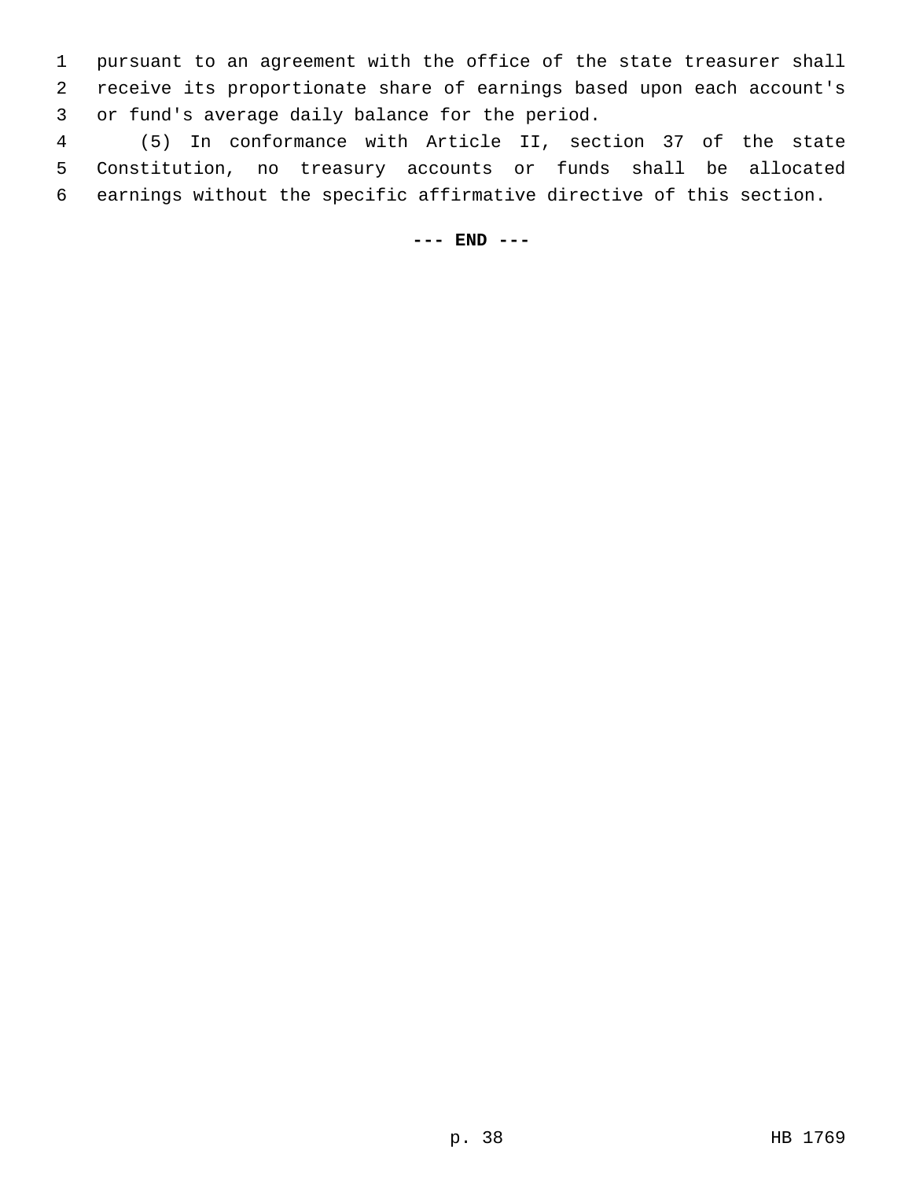pursuant to an agreement with the office of the state treasurer shall receive its proportionate share of earnings based upon each account's or fund's average daily balance for the period.

(5) In conformance with Article II, section 37 of the state Constitution, no treasury accounts or funds shall be allocated earnings without the specific affirmative directive of this section.

**--- END ---**